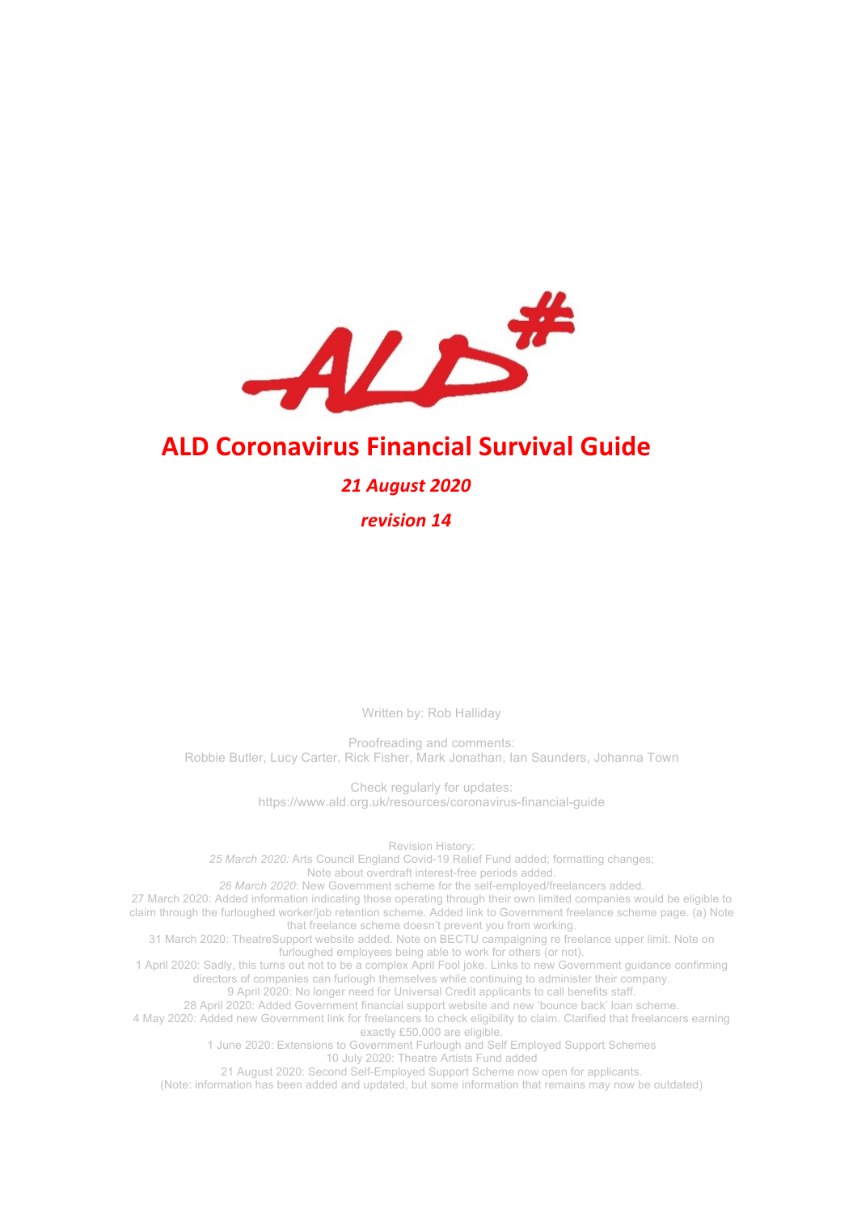# ALD Coronavirus Financial Survival Guide

***21 August 2020***

***revision 14***

Written by: Rob Halliday

Proofreading and comments:
Robbie Butler, Lucy Carter, Rick Fisher, Mark Jonathan, Ian Saunders, Johanna Town

Check regularly for updates:
https://www.ald.org.uk/resources/coronavirus-financial-guide

Revision History:

*25 March 2020:* Arts Council England Covid-19 Relief Fund added; formatting changes; Note about overdraft interest-free periods added.

*26 March 2020*: New Government scheme for the self-employed/freelancers added.

27 March 2020: Added information indicating those operating through their own limited companies would be eligible to claim through the furloughed worker/job retention scheme. Added link to Government freelance scheme page. (a) Note that freelance scheme doesn't prevent you from working.

31 March 2020: TheatreSupport website added. Note on BECTU campaigning re freelance upper limit. Note on furloughed employees being able to work for others (or not).

1 April 2020: Sadly, this turns out not to be a complex April Fool joke. Links to new Government guidance confirming directors of companies can furlough themselves while continuing to administer their company.

9 April 2020: No longer need for Universal Credit applicants to call benefits staff.

28 April 2020: Added Government financial support website and new 'bounce back' loan scheme.

4 May 2020: Added new Government link for freelancers to check eligibility to claim. Clarified that freelancers earning exactly £50,000 are eligible.

1 June 2020: Extensions to Government Furlough and Self Employed Support Schemes

10 July 2020: Theatre Artists Fund added

21 August 2020: Second Self-Employed Support Scheme now open for applicants.

(Note: information has been added and updated, but some information that remains may now be outdated)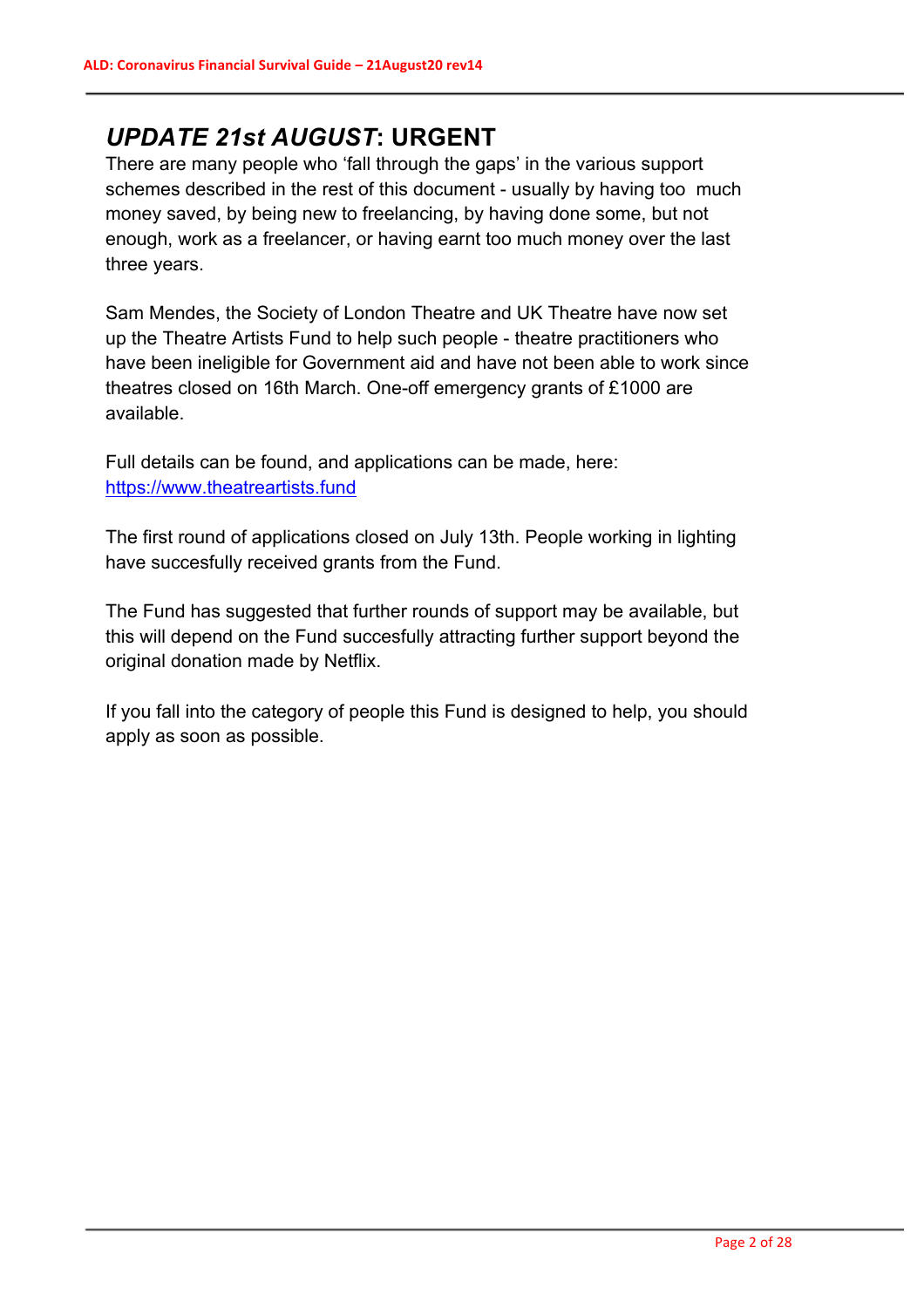## *UPDATE 21st AUGUST*: URGENT

There are many people who 'fall through the gaps' in the various support schemes described in the rest of this document - usually by having too much money saved, by being new to freelancing, by having done some, but not enough, work as a freelancer, or having earnt too much money over the last three years.

Sam Mendes, the Society of London Theatre and UK Theatre have now set up the Theatre Artists Fund to help such people - theatre practitioners who have been ineligible for Government aid and have not been able to work since theatres closed on 16th March. One-off emergency grants of £1000 are available.

Full details can be found, and applications can be made, here: [https://www.theatreartists.fund](https://www.theatreartists.fund)

The first round of applications closed on July 13th. People working in lighting have succesfully received grants from the Fund.

The Fund has suggested that further rounds of support may be available, but this will depend on the Fund succesfully attracting further support beyond the original donation made by Netflix.

If you fall into the category of people this Fund is designed to help, you should apply as soon as possible.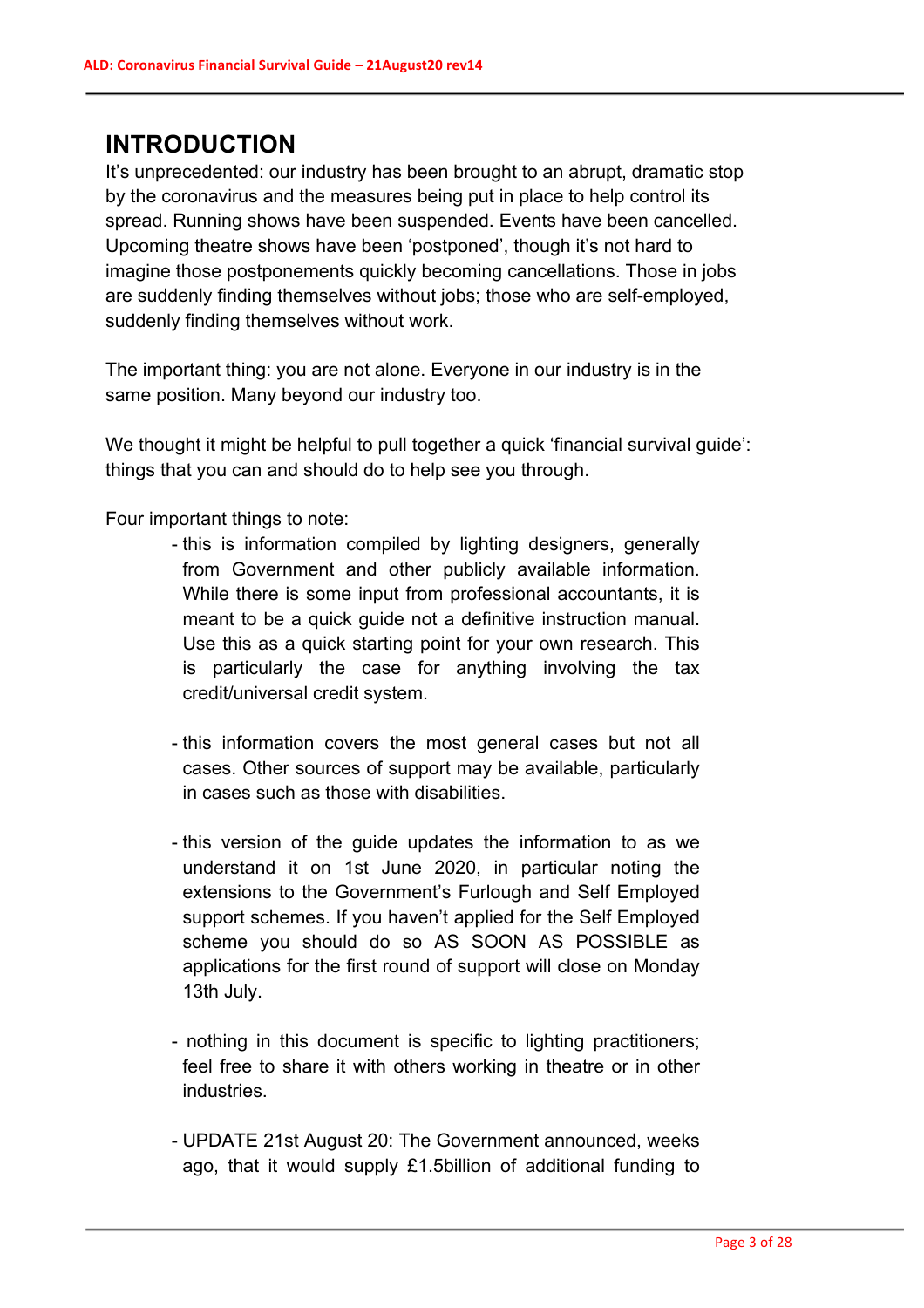# INTRODUCTION

It's unprecedented: our industry has been brought to an abrupt, dramatic stop by the coronavirus and the measures being put in place to help control its spread. Running shows have been suspended. Events have been cancelled. Upcoming theatre shows have been 'postponed', though it's not hard to imagine those postponements quickly becoming cancellations. Those in jobs are suddenly finding themselves without jobs; those who are self-employed, suddenly finding themselves without work.

The important thing: you are not alone. Everyone in our industry is in the same position. Many beyond our industry too.

We thought it might be helpful to pull together a quick 'financial survival guide': things that you can and should do to help see you through.

Four important things to note:

- this is information compiled by lighting designers, generally from Government and other publicly available information. While there is some input from professional accountants, it is meant to be a quick guide not a definitive instruction manual. Use this as a quick starting point for your own research. This is particularly the case for anything involving the tax credit/universal credit system.

- this information covers the most general cases but not all cases. Other sources of support may be available, particularly in cases such as those with disabilities.

- this version of the guide updates the information to as we understand it on 1st June 2020, in particular noting the extensions to the Government's Furlough and Self Employed support schemes. If you haven't applied for the Self Employed scheme you should do so AS SOON AS POSSIBLE as applications for the first round of support will close on Monday 13th July.

- nothing in this document is specific to lighting practitioners; feel free to share it with others working in theatre or in other industries.

- UPDATE 21st August 20: The Government announced, weeks ago, that it would supply £1.5billion of additional funding to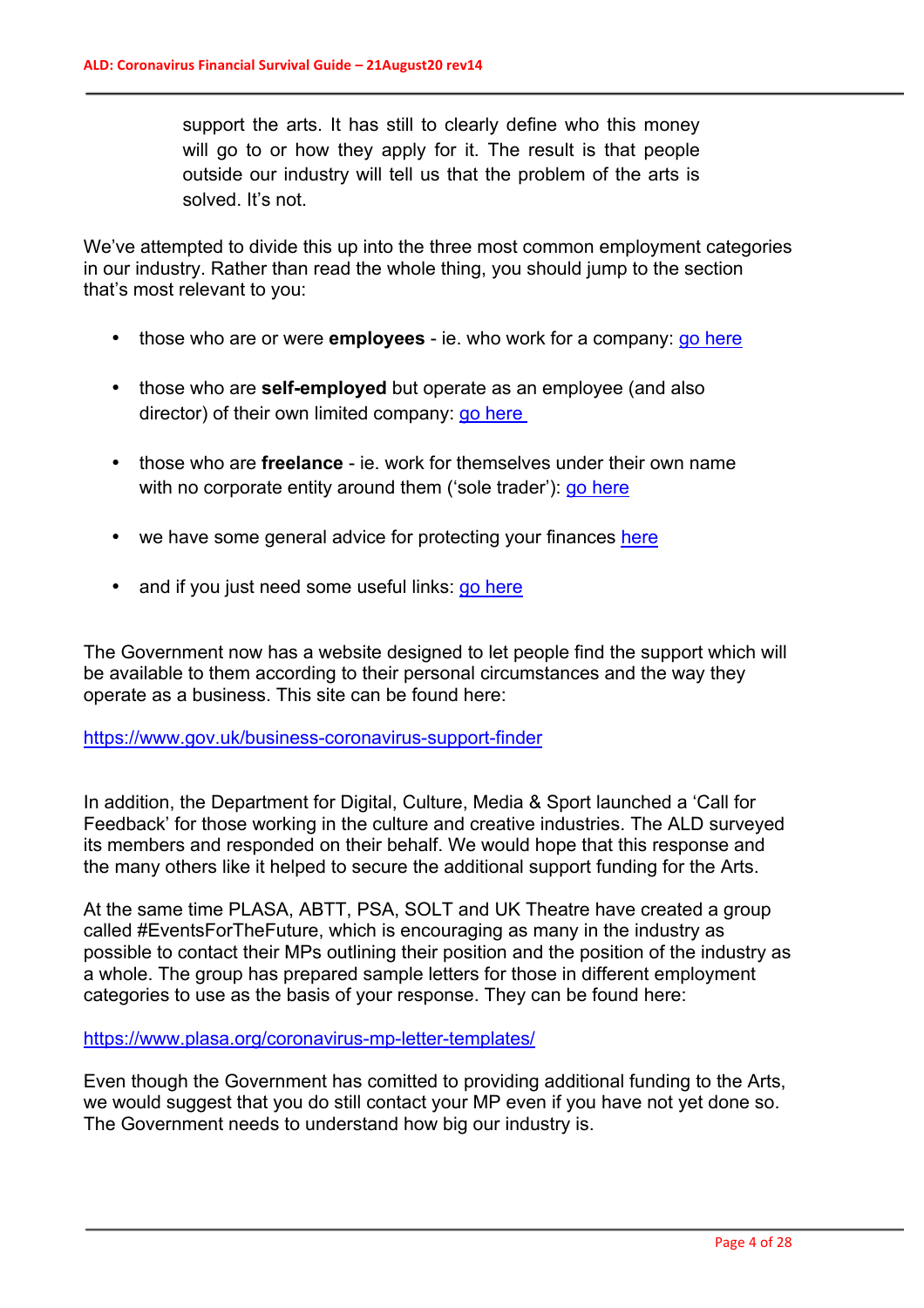> support the arts. It has still to clearly define who this money will go to or how they apply for it. The result is that people outside our industry will tell us that the problem of the arts is solved. It's not.

We've attempted to divide this up into the three most common employment categories in our industry. Rather than read the whole thing, you should jump to the section that's most relevant to you:

- those who are or were **employees** - ie. who work for a company: go here
- those who are **self-employed** but operate as an employee (and also director) of their own limited company: go here
- those who are **freelance** - ie. work for themselves under their own name with no corporate entity around them ('sole trader'): go here
- we have some general advice for protecting your finances here
- and if you just need some useful links: go here

The Government now has a website designed to let people find the support which will be available to them according to their personal circumstances and the way they operate as a business. This site can be found here:

https://www.gov.uk/business-coronavirus-support-finder

In addition, the Department for Digital, Culture, Media & Sport launched a 'Call for Feedback' for those working in the culture and creative industries. The ALD surveyed its members and responded on their behalf. We would hope that this response and the many others like it helped to secure the additional support funding for the Arts.

At the same time PLASA, ABTT, PSA, SOLT and UK Theatre have created a group called #EventsForTheFuture, which is encouraging as many in the industry as possible to contact their MPs outlining their position and the position of the industry as a whole. The group has prepared sample letters for those in different employment categories to use as the basis of your response. They can be found here:

https://www.plasa.org/coronavirus-mp-letter-templates/

Even though the Government has comitted to providing additional funding to the Arts, we would suggest that you do still contact your MP even if you have not yet done so. The Government needs to understand how big our industry is.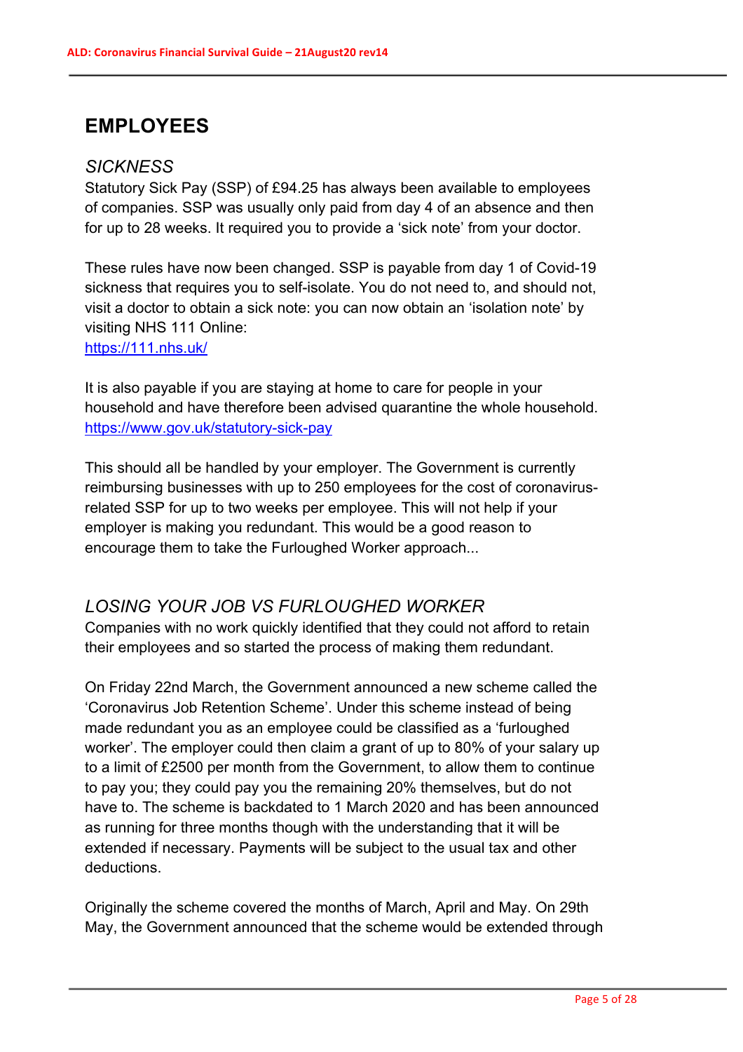# EMPLOYEES

## *SICKNESS*

Statutory Sick Pay (SSP) of £94.25 has always been available to employees of companies. SSP was usually only paid from day 4 of an absence and then for up to 28 weeks. It required you to provide a 'sick note' from your doctor.

These rules have now been changed. SSP is payable from day 1 of Covid-19 sickness that requires you to self-isolate. You do not need to, and should not, visit a doctor to obtain a sick note: you can now obtain an 'isolation note' by visiting NHS 111 Online:
https://111.nhs.uk/

It is also payable if you are staying at home to care for people in your household and have therefore been advised quarantine the whole household.
https://www.gov.uk/statutory-sick-pay

This should all be handled by your employer. The Government is currently reimbursing businesses with up to 250 employees for the cost of coronavirus-related SSP for up to two weeks per employee. This will not help if your employer is making you redundant. This would be a good reason to encourage them to take the Furloughed Worker approach...

## *LOSING YOUR JOB VS FURLOUGHED WORKER*

Companies with no work quickly identified that they could not afford to retain their employees and so started the process of making them redundant.

On Friday 22nd March, the Government announced a new scheme called the 'Coronavirus Job Retention Scheme'. Under this scheme instead of being made redundant you as an employee could be classified as a 'furloughed worker'. The employer could then claim a grant of up to 80% of your salary up to a limit of £2500 per month from the Government, to allow them to continue to pay you; they could pay you the remaining 20% themselves, but do not have to. The scheme is backdated to 1 March 2020 and has been announced as running for three months though with the understanding that it will be extended if necessary. Payments will be subject to the usual tax and other deductions.

Originally the scheme covered the months of March, April and May. On 29th May, the Government announced that the scheme would be extended through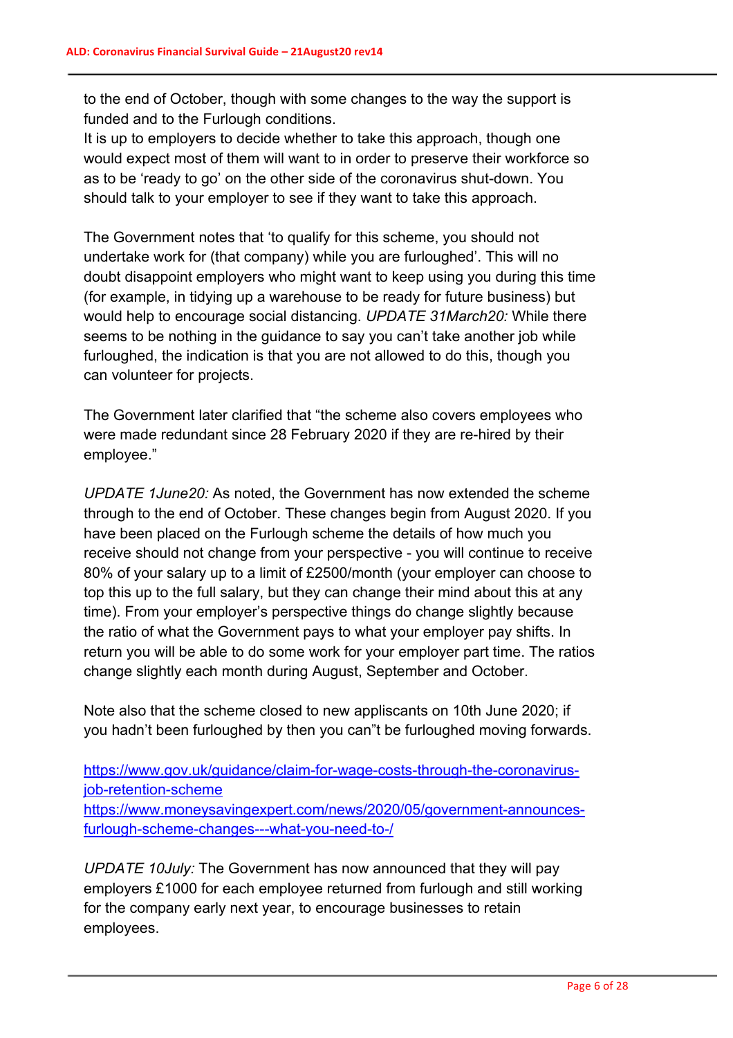to the end of October, though with some changes to the way the support is funded and to the Furlough conditions.
It is up to employers to decide whether to take this approach, though one would expect most of them will want to in order to preserve their workforce so as to be 'ready to go' on the other side of the coronavirus shut-down. You should talk to your employer to see if they want to take this approach.

The Government notes that 'to qualify for this scheme, you should not undertake work for (that company) while you are furloughed'. This will no doubt disappoint employers who might want to keep using you during this time (for example, in tidying up a warehouse to be ready for future business) but would help to encourage social distancing. *UPDATE 31March20:* While there seems to be nothing in the guidance to say you can't take another job while furloughed, the indication is that you are not allowed to do this, though you can volunteer for projects.

The Government later clarified that "the scheme also covers employees who were made redundant since 28 February 2020 if they are re-hired by their employee."

*UPDATE 1June20:* As noted, the Government has now extended the scheme through to the end of October. These changes begin from August 2020. If you have been placed on the Furlough scheme the details of how much you receive should not change from your perspective - you will continue to receive 80% of your salary up to a limit of £2500/month (your employer can choose to top this up to the full salary, but they can change their mind about this at any time). From your employer's perspective things do change slightly because the ratio of what the Government pays to what your employer pay shifts. In return you will be able to do some work for your employer part time. The ratios change slightly each month during August, September and October.

Note also that the scheme closed to new appliscants on 10th June 2020; if you hadn't been furloughed by then you can"t be furloughed moving forwards.

https://www.gov.uk/guidance/claim-for-wage-costs-through-the-coronavirus-job-retention-scheme
https://www.moneysavingexpert.com/news/2020/05/government-announces-furlough-scheme-changes---what-you-need-to-/

*UPDATE 10July:* The Government has now announced that they will pay employers £1000 for each employee returned from furlough and still working for the company early next year, to encourage businesses to retain employees.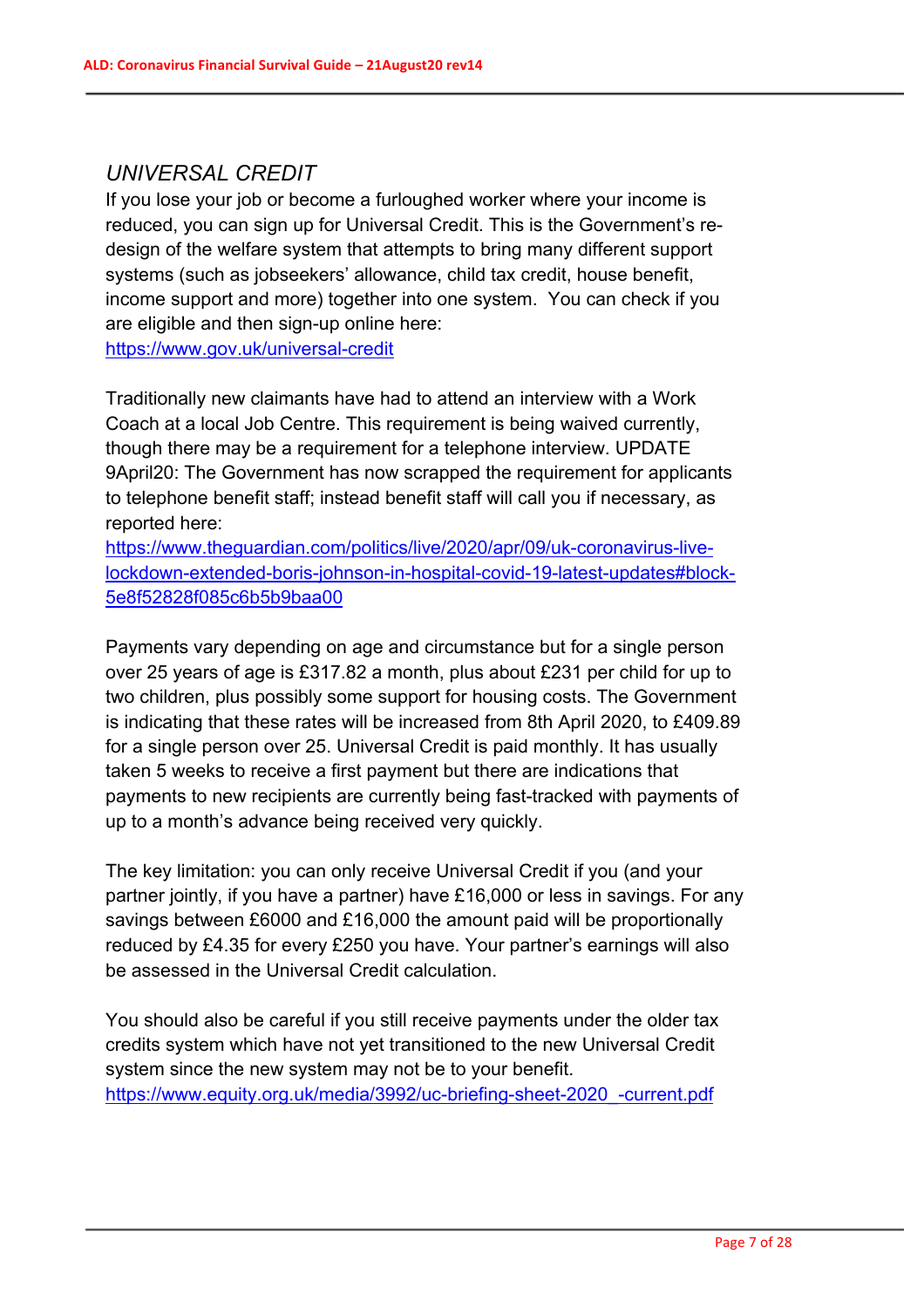## *UNIVERSAL CREDIT*

If you lose your job or become a furloughed worker where your income is reduced, you can sign up for Universal Credit. This is the Government's re-design of the welfare system that attempts to bring many different support systems (such as jobseekers' allowance, child tax credit, house benefit, income support and more) together into one system. You can check if you are eligible and then sign-up online here:
https://www.gov.uk/universal-credit

Traditionally new claimants have had to attend an interview with a Work Coach at a local Job Centre. This requirement is being waived currently, though there may be a requirement for a telephone interview. UPDATE 9April20: The Government has now scrapped the requirement for applicants to telephone benefit staff; instead benefit staff will call you if necessary, as reported here:
https://www.theguardian.com/politics/live/2020/apr/09/uk-coronavirus-live-lockdown-extended-boris-johnson-in-hospital-covid-19-latest-updates#block-5e8f52828f085c6b5b9baa00

Payments vary depending on age and circumstance but for a single person over 25 years of age is £317.82 a month, plus about £231 per child for up to two children, plus possibly some support for housing costs. The Government is indicating that these rates will be increased from 8th April 2020, to £409.89 for a single person over 25. Universal Credit is paid monthly. It has usually taken 5 weeks to receive a first payment but there are indications that payments to new recipients are currently being fast-tracked with payments of up to a month's advance being received very quickly.

The key limitation: you can only receive Universal Credit if you (and your partner jointly, if you have a partner) have £16,000 or less in savings. For any savings between £6000 and £16,000 the amount paid will be proportionally reduced by £4.35 for every £250 you have. Your partner's earnings will also be assessed in the Universal Credit calculation.

You should also be careful if you still receive payments under the older tax credits system which have not yet transitioned to the new Universal Credit system since the new system may not be to your benefit.
https://www.equity.org.uk/media/3992/uc-briefing-sheet-2020_-current.pdf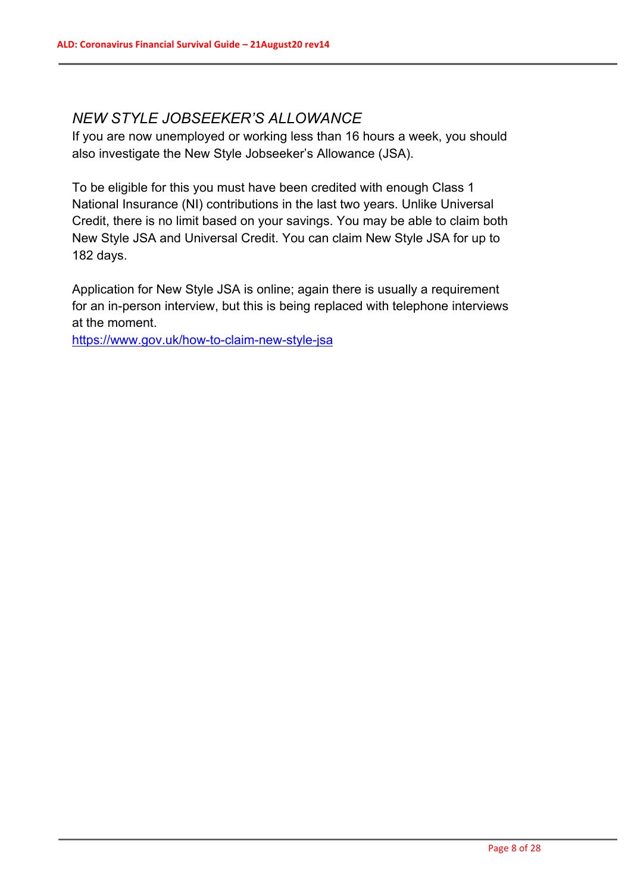## *NEW STYLE JOBSEEKER'S ALLOWANCE*

If you are now unemployed or working less than 16 hours a week, you should also investigate the New Style Jobseeker's Allowance (JSA).

To be eligible for this you must have been credited with enough Class 1 National Insurance (NI) contributions in the last two years. Unlike Universal Credit, there is no limit based on your savings. You may be able to claim both New Style JSA and Universal Credit. You can claim New Style JSA for up to 182 days.

Application for New Style JSA is online; again there is usually a requirement for an in-person interview, but this is being replaced with telephone interviews at the moment.
https://www.gov.uk/how-to-claim-new-style-jsa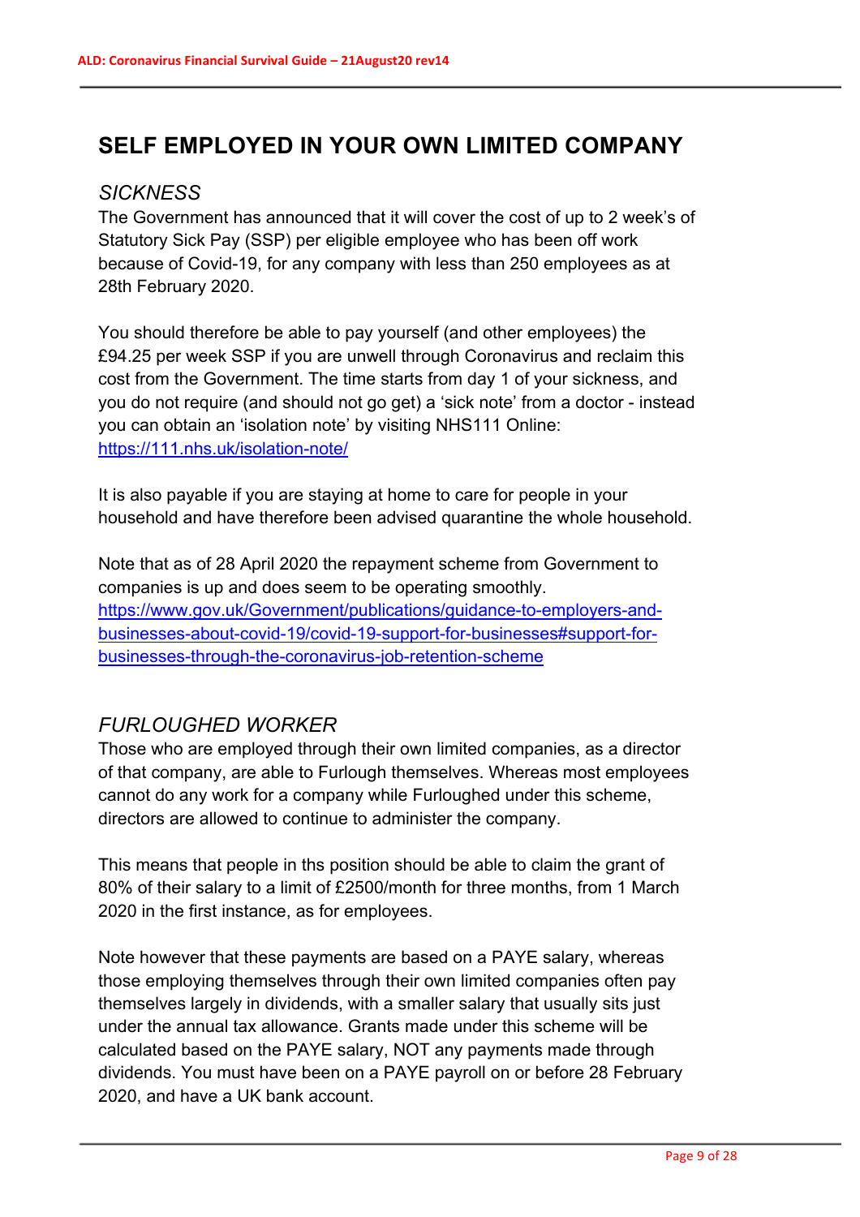# SELF EMPLOYED IN YOUR OWN LIMITED COMPANY

## *SICKNESS*

The Government has announced that it will cover the cost of up to 2 week's of Statutory Sick Pay (SSP) per eligible employee who has been off work because of Covid-19, for any company with less than 250 employees as at 28th February 2020.

You should therefore be able to pay yourself (and other employees) the £94.25 per week SSP if you are unwell through Coronavirus and reclaim this cost from the Government. The time starts from day 1 of your sickness, and you do not require (and should not go get) a 'sick note' from a doctor - instead you can obtain an 'isolation note' by visiting NHS111 Online: [https://111.nhs.uk/isolation-note/](https://111.nhs.uk/isolation-note/)

It is also payable if you are staying at home to care for people in your household and have therefore been advised quarantine the whole household.

Note that as of 28 April 2020 the repayment scheme from Government to companies is up and does seem to be operating smoothly. [https://www.gov.uk/Government/publications/guidance-to-employers-and-businesses-about-covid-19/covid-19-support-for-businesses#support-for-businesses-through-the-coronavirus-job-retention-scheme](https://www.gov.uk/Government/publications/guidance-to-employers-and-businesses-about-covid-19/covid-19-support-for-businesses#support-for-businesses-through-the-coronavirus-job-retention-scheme)

## *FURLOUGHED WORKER*

Those who are employed through their own limited companies, as a director of that company, are able to Furlough themselves. Whereas most employees cannot do any work for a company while Furloughed under this scheme, directors are allowed to continue to administer the company.

This means that people in ths position should be able to claim the grant of 80% of their salary to a limit of £2500/month for three months, from 1 March 2020 in the first instance, as for employees.

Note however that these payments are based on a PAYE salary, whereas those employing themselves through their own limited companies often pay themselves largely in dividends, with a smaller salary that usually sits just under the annual tax allowance. Grants made under this scheme will be calculated based on the PAYE salary, NOT any payments made through dividends. You must have been on a PAYE payroll on or before 28 February 2020, and have a UK bank account.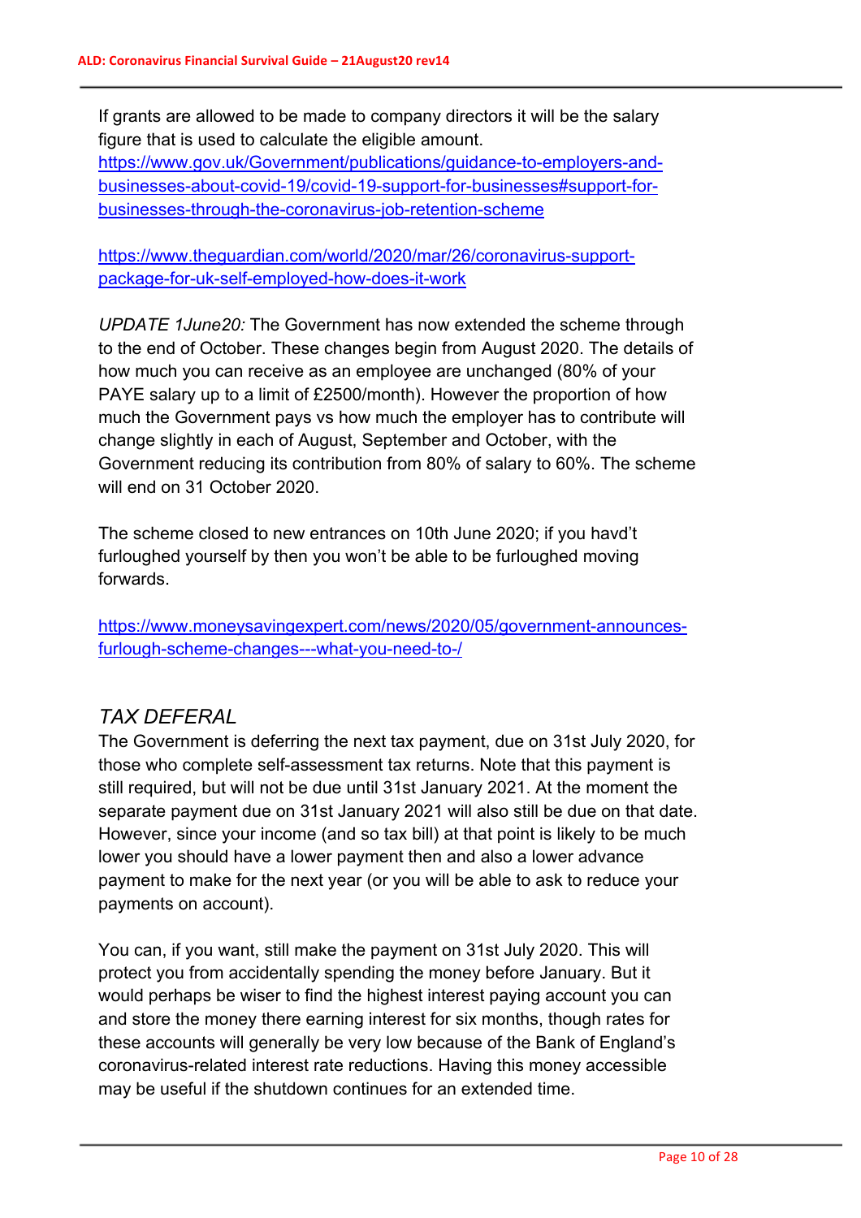If grants are allowed to be made to company directors it will be the salary figure that is used to calculate the eligible amount.
https://www.gov.uk/Government/publications/guidance-to-employers-and-businesses-about-covid-19/covid-19-support-for-businesses#support-for-businesses-through-the-coronavirus-job-retention-scheme

https://www.theguardian.com/world/2020/mar/26/coronavirus-support-package-for-uk-self-employed-how-does-it-work

*UPDATE 1June20:* The Government has now extended the scheme through to the end of October. These changes begin from August 2020. The details of how much you can receive as an employee are unchanged (80% of your PAYE salary up to a limit of £2500/month). However the proportion of how much the Government pays vs how much the employer has to contribute will change slightly in each of August, September and October, with the Government reducing its contribution from 80% of salary to 60%. The scheme will end on 31 October 2020.

The scheme closed to new entrances on 10th June 2020; if you havd't furloughed yourself by then you won't be able to be furloughed moving forwards.

https://www.moneysavingexpert.com/news/2020/05/government-announces-furlough-scheme-changes---what-you-need-to-/

## *TAX DEFERAL*

The Government is deferring the next tax payment, due on 31st July 2020, for those who complete self-assessment tax returns. Note that this payment is still required, but will not be due until 31st January 2021. At the moment the separate payment due on 31st January 2021 will also still be due on that date. However, since your income (and so tax bill) at that point is likely to be much lower you should have a lower payment then and also a lower advance payment to make for the next year (or you will be able to ask to reduce your payments on account).

You can, if you want, still make the payment on 31st July 2020. This will protect you from accidentally spending the money before January. But it would perhaps be wiser to find the highest interest paying account you can and store the money there earning interest for six months, though rates for these accounts will generally be very low because of the Bank of England's coronavirus-related interest rate reductions. Having this money accessible may be useful if the shutdown continues for an extended time.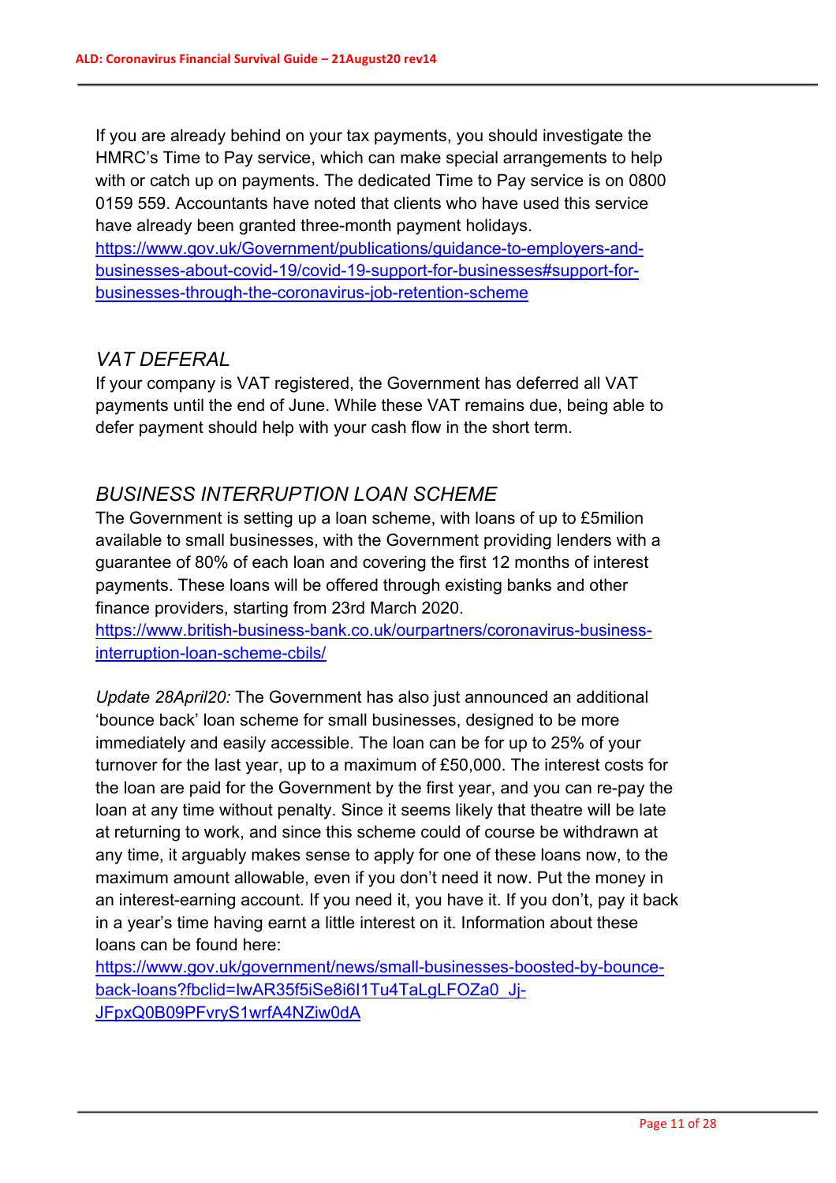If you are already behind on your tax payments, you should investigate the HMRC's Time to Pay service, which can make special arrangements to help with or catch up on payments. The dedicated Time to Pay service is on 0800 0159 559. Accountants have noted that clients who have used this service have already been granted three-month payment holidays.
https://www.gov.uk/Government/publications/guidance-to-employers-and-businesses-about-covid-19/covid-19-support-for-businesses#support-for-businesses-through-the-coronavirus-job-retention-scheme

## *VAT DEFERAL*

If your company is VAT registered, the Government has deferred all VAT payments until the end of June. While these VAT remains due, being able to defer payment should help with your cash flow in the short term.

## *BUSINESS INTERRUPTION LOAN SCHEME*

The Government is setting up a loan scheme, with loans of up to £5milion available to small businesses, with the Government providing lenders with a guarantee of 80% of each loan and covering the first 12 months of interest payments. These loans will be offered through existing banks and other finance providers, starting from 23rd March 2020.
https://www.british-business-bank.co.uk/ourpartners/coronavirus-business-interruption-loan-scheme-cbils/

*Update 28April20:* The Government has also just announced an additional 'bounce back' loan scheme for small businesses, designed to be more immediately and easily accessible. The loan can be for up to 25% of your turnover for the last year, up to a maximum of £50,000. The interest costs for the loan are paid for the Government by the first year, and you can re-pay the loan at any time without penalty. Since it seems likely that theatre will be late at returning to work, and since this scheme could of course be withdrawn at any time, it arguably makes sense to apply for one of these loans now, to the maximum amount allowable, even if you don't need it now. Put the money in an interest-earning account. If you need it, you have it. If you don't, pay it back in a year's time having earnt a little interest on it. Information about these loans can be found here:
https://www.gov.uk/government/news/small-businesses-boosted-by-bounce-back-loans?fbclid=IwAR35f5iSe8i6I1Tu4TaLgLFOZa0_Jj-JFpxQ0B09PFvryS1wrfA4NZiw0dA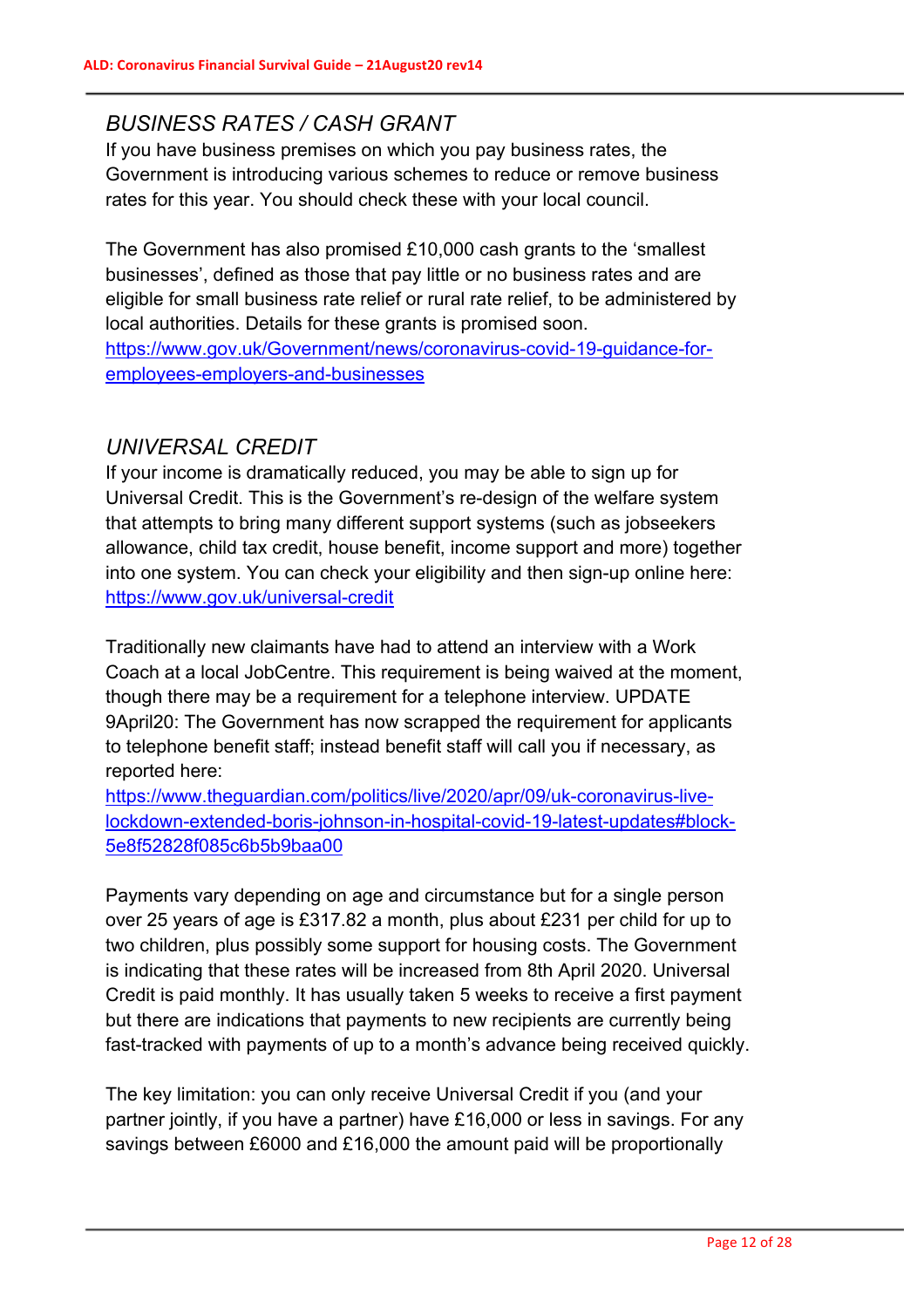## *BUSINESS RATES / CASH GRANT*

If you have business premises on which you pay business rates, the Government is introducing various schemes to reduce or remove business rates for this year. You should check these with your local council.

The Government has also promised £10,000 cash grants to the 'smallest businesses', defined as those that pay little or no business rates and are eligible for small business rate relief or rural rate relief, to be administered by local authorities. Details for these grants is promised soon.
[https://www.gov.uk/Government/news/coronavirus-covid-19-guidance-for-employees-employers-and-businesses](https://www.gov.uk/Government/news/coronavirus-covid-19-guidance-for-employees-employers-and-businesses)

## *UNIVERSAL CREDIT*

If your income is dramatically reduced, you may be able to sign up for Universal Credit. This is the Government's re-design of the welfare system that attempts to bring many different support systems (such as jobseekers allowance, child tax credit, house benefit, income support and more) together into one system. You can check your eligibility and then sign-up online here: [https://www.gov.uk/universal-credit](https://www.gov.uk/universal-credit)

Traditionally new claimants have had to attend an interview with a Work Coach at a local JobCentre. This requirement is being waived at the moment, though there may be a requirement for a telephone interview. UPDATE 9April20: The Government has now scrapped the requirement for applicants to telephone benefit staff; instead benefit staff will call you if necessary, as reported here:
[https://www.theguardian.com/politics/live/2020/apr/09/uk-coronavirus-live-lockdown-extended-boris-johnson-in-hospital-covid-19-latest-updates#block-5e8f52828f085c6b5b9baa00](https://www.theguardian.com/politics/live/2020/apr/09/uk-coronavirus-live-lockdown-extended-boris-johnson-in-hospital-covid-19-latest-updates#block-5e8f52828f085c6b5b9baa00)

Payments vary depending on age and circumstance but for a single person over 25 years of age is £317.82 a month, plus about £231 per child for up to two children, plus possibly some support for housing costs. The Government is indicating that these rates will be increased from 8th April 2020. Universal Credit is paid monthly. It has usually taken 5 weeks to receive a first payment but there are indications that payments to new recipients are currently being fast-tracked with payments of up to a month's advance being received quickly.

The key limitation: you can only receive Universal Credit if you (and your partner jointly, if you have a partner) have £16,000 or less in savings. For any savings between £6000 and £16,000 the amount paid will be proportionally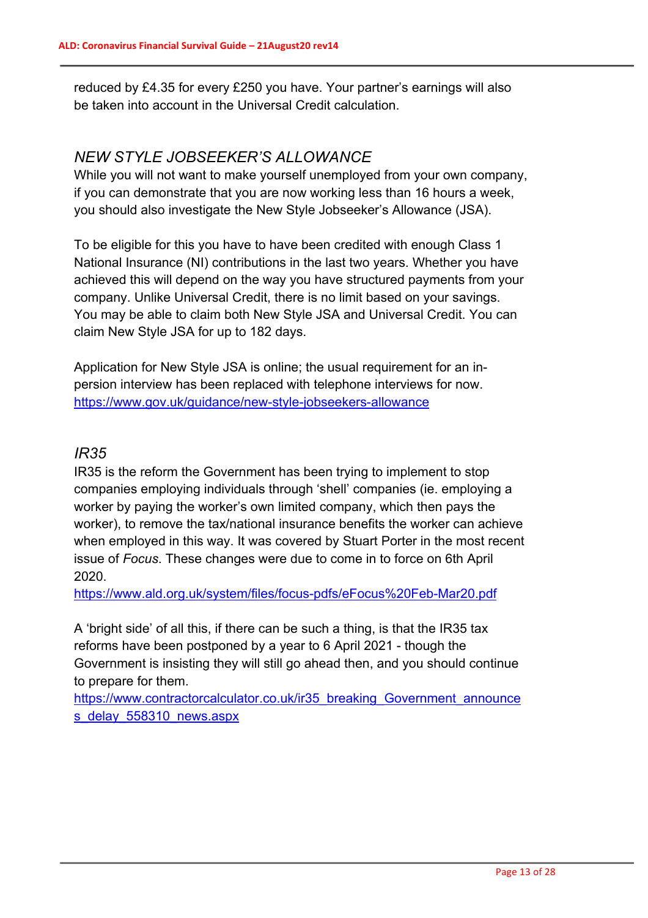reduced by £4.35 for every £250 you have. Your partner's earnings will also be taken into account in the Universal Credit calculation.

## *NEW STYLE JOBSEEKER'S ALLOWANCE*

While you will not want to make yourself unemployed from your own company, if you can demonstrate that you are now working less than 16 hours a week, you should also investigate the New Style Jobseeker's Allowance (JSA).

To be eligible for this you have to have been credited with enough Class 1 National Insurance (NI) contributions in the last two years. Whether you have achieved this will depend on the way you have structured payments from your company. Unlike Universal Credit, there is no limit based on your savings. You may be able to claim both New Style JSA and Universal Credit. You can claim New Style JSA for up to 182 days.

Application for New Style JSA is online; the usual requirement for an in-person interview has been replaced with telephone interviews for now.
https://www.gov.uk/guidance/new-style-jobseekers-allowance

## *IR35*

IR35 is the reform the Government has been trying to implement to stop companies employing individuals through 'shell' companies (ie. employing a worker by paying the worker's own limited company, which then pays the worker), to remove the tax/national insurance benefits the worker can achieve when employed in this way. It was covered by Stuart Porter in the most recent issue of *Focus*. These changes were due to come in to force on 6th April 2020.
https://www.ald.org.uk/system/files/focus-pdfs/eFocus%20Feb-Mar20.pdf

A 'bright side' of all this, if there can be such a thing, is that the IR35 tax reforms have been postponed by a year to 6 April 2021 - though the Government is insisting they will still go ahead then, and you should continue to prepare for them.
https://www.contractorcalculator.co.uk/ir35_breaking_Government_announces_delay_558310_news.aspx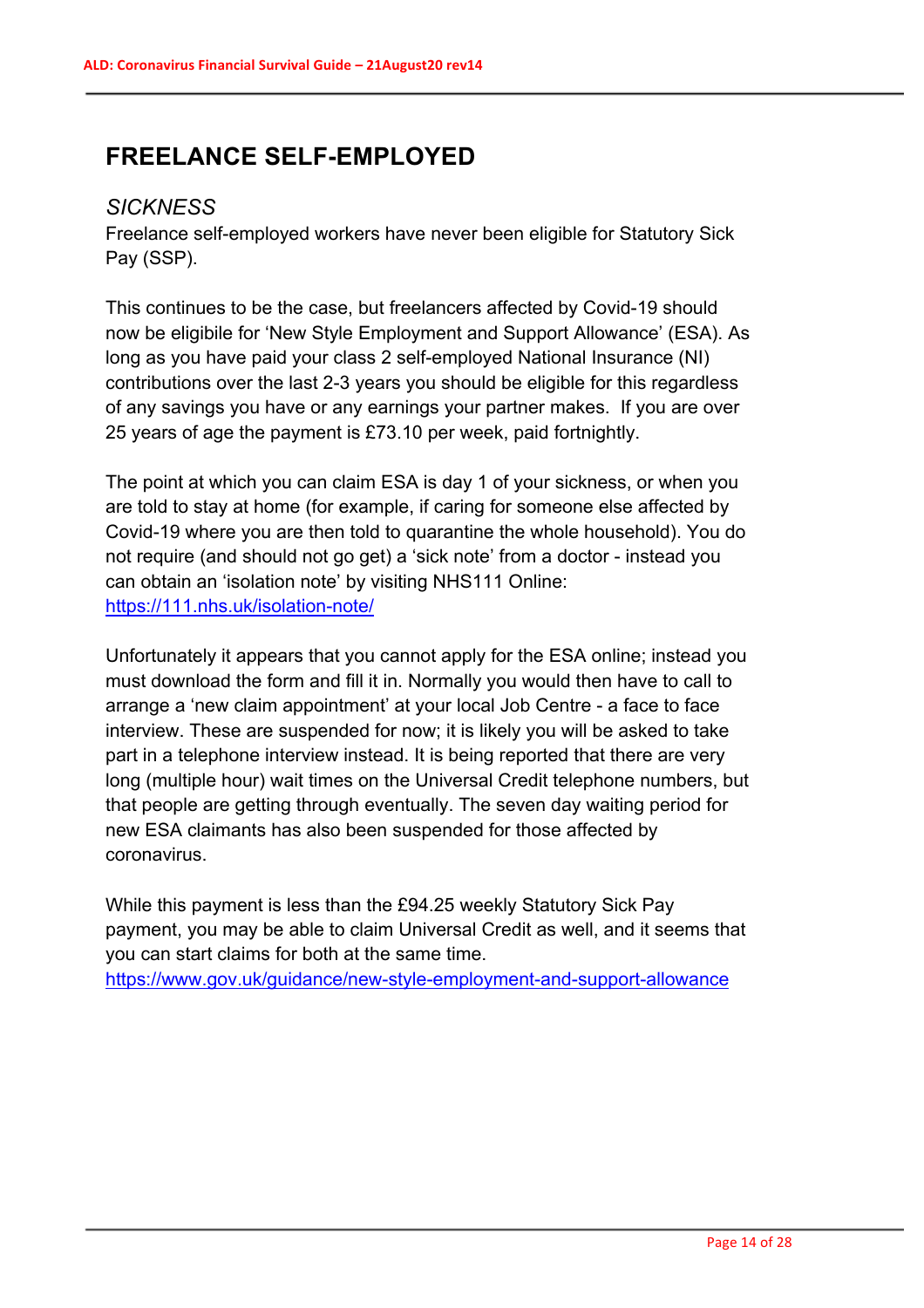# FREELANCE SELF-EMPLOYED

## *SICKNESS*

Freelance self-employed workers have never been eligible for Statutory Sick Pay (SSP).

This continues to be the case, but freelancers affected by Covid-19 should now be eligibile for 'New Style Employment and Support Allowance' (ESA). As long as you have paid your class 2 self-employed National Insurance (NI) contributions over the last 2-3 years you should be eligible for this regardless of any savings you have or any earnings your partner makes. If you are over 25 years of age the payment is £73.10 per week, paid fortnightly.

The point at which you can claim ESA is day 1 of your sickness, or when you are told to stay at home (for example, if caring for someone else affected by Covid-19 where you are then told to quarantine the whole household). You do not require (and should not go get) a 'sick note' from a doctor - instead you can obtain an 'isolation note' by visiting NHS111 Online: https://111.nhs.uk/isolation-note/

Unfortunately it appears that you cannot apply for the ESA online; instead you must download the form and fill it in. Normally you would then have to call to arrange a 'new claim appointment' at your local Job Centre - a face to face interview. These are suspended for now; it is likely you will be asked to take part in a telephone interview instead. It is being reported that there are very long (multiple hour) wait times on the Universal Credit telephone numbers, but that people are getting through eventually. The seven day waiting period for new ESA claimants has also been suspended for those affected by coronavirus.

While this payment is less than the £94.25 weekly Statutory Sick Pay payment, you may be able to claim Universal Credit as well, and it seems that you can start claims for both at the same time.
https://www.gov.uk/guidance/new-style-employment-and-support-allowance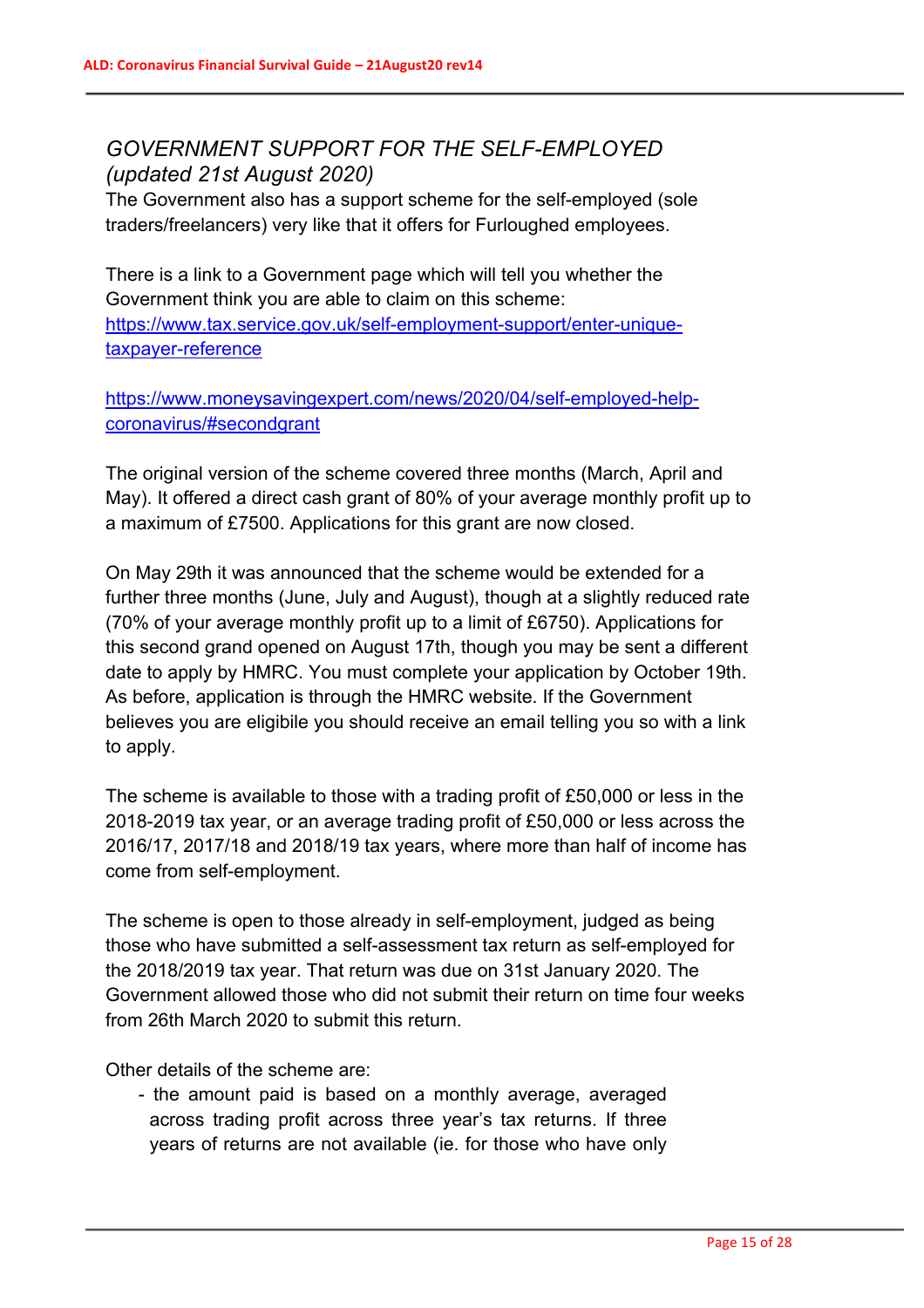## *GOVERNMENT SUPPORT FOR THE SELF-EMPLOYED (updated 21st August 2020)*

The Government also has a support scheme for the self-employed (sole traders/freelancers) very like that it offers for Furloughed employees.

There is a link to a Government page which will tell you whether the Government think you are able to claim on this scheme: [https://www.tax.service.gov.uk/self-employment-support/enter-unique-taxpayer-reference](https://www.tax.service.gov.uk/self-employment-support/enter-unique-taxpayer-reference)

[https://www.moneysavingexpert.com/news/2020/04/self-employed-help-coronavirus/#secondgrant](https://www.moneysavingexpert.com/news/2020/04/self-employed-help-coronavirus/#secondgrant)

The original version of the scheme covered three months (March, April and May). It offered a direct cash grant of 80% of your average monthly profit up to a maximum of £7500. Applications for this grant are now closed.

On May 29th it was announced that the scheme would be extended for a further three months (June, July and August), though at a slightly reduced rate (70% of your average monthly profit up to a limit of £6750). Applications for this second grand opened on August 17th, though you may be sent a different date to apply by HMRC. You must complete your application by October 19th. As before, application is through the HMRC website. If the Government believes you are eligibile you should receive an email telling you so with a link to apply.

The scheme is available to those with a trading profit of £50,000 or less in the 2018-2019 tax year, or an average trading profit of £50,000 or less across the 2016/17, 2017/18 and 2018/19 tax years, where more than half of income has come from self-employment.

The scheme is open to those already in self-employment, judged as being those who have submitted a self-assessment tax return as self-employed for the 2018/2019 tax year. That return was due on 31st January 2020. The Government allowed those who did not submit their return on time four weeks from 26th March 2020 to submit this return.

Other details of the scheme are:

- the amount paid is based on a monthly average, averaged across trading profit across three year's tax returns. If three years of returns are not available (ie. for those who have only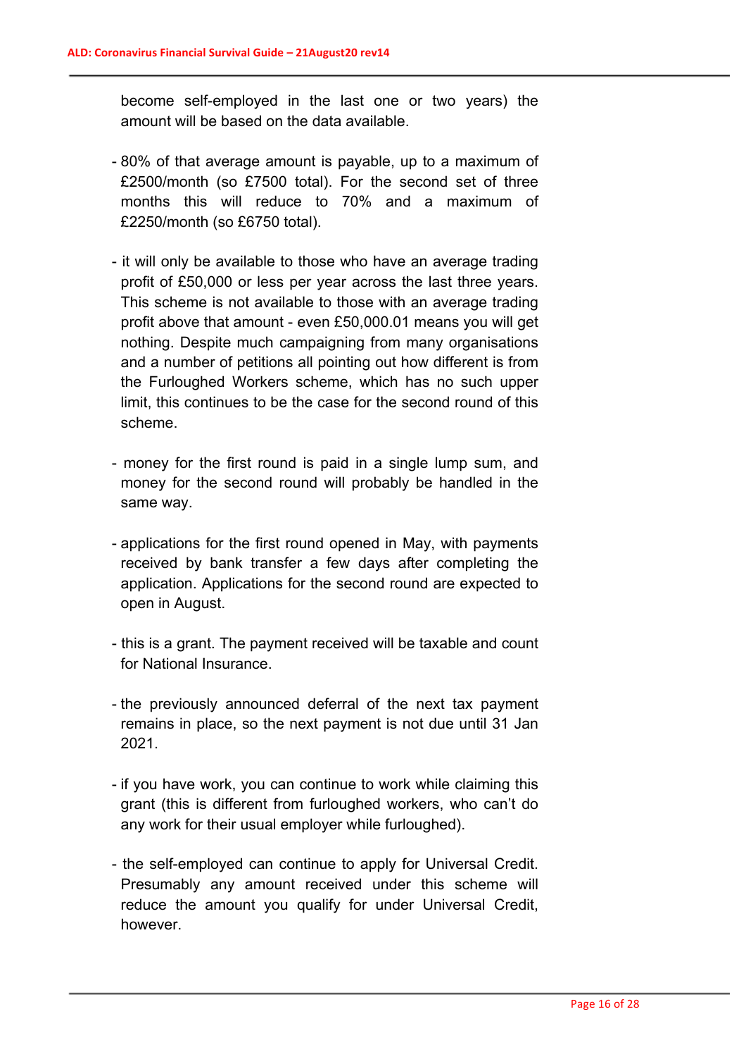become self-employed in the last one or two years) the amount will be based on the data available.

- 80% of that average amount is payable, up to a maximum of £2500/month (so £7500 total). For the second set of three months this will reduce to 70% and a maximum of £2250/month (so £6750 total).

- it will only be available to those who have an average trading profit of £50,000 or less per year across the last three years. This scheme is not available to those with an average trading profit above that amount - even £50,000.01 means you will get nothing. Despite much campaigning from many organisations and a number of petitions all pointing out how different is from the Furloughed Workers scheme, which has no such upper limit, this continues to be the case for the second round of this scheme.

- money for the first round is paid in a single lump sum, and money for the second round will probably be handled in the same way.

- applications for the first round opened in May, with payments received by bank transfer a few days after completing the application. Applications for the second round are expected to open in August.

- this is a grant. The payment received will be taxable and count for National Insurance.

- the previously announced deferral of the next tax payment remains in place, so the next payment is not due until 31 Jan 2021.

- if you have work, you can continue to work while claiming this grant (this is different from furloughed workers, who can't do any work for their usual employer while furloughed).

- the self-employed can continue to apply for Universal Credit. Presumably any amount received under this scheme will reduce the amount you qualify for under Universal Credit, however.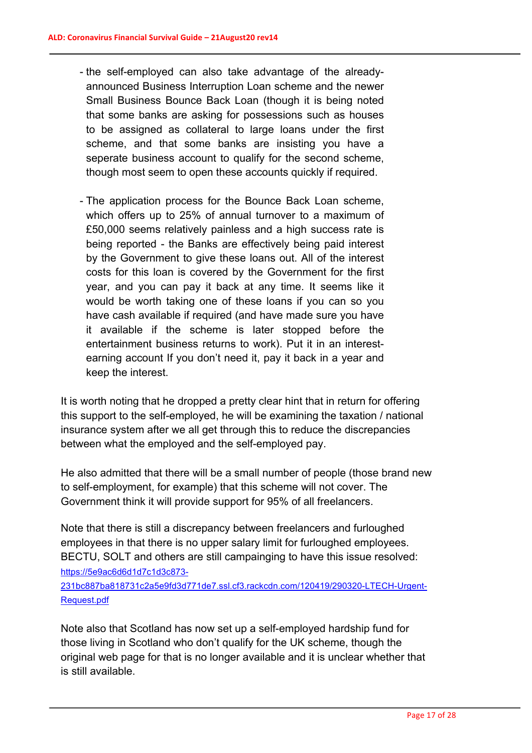- the self-employed can also take advantage of the already-announced Business Interruption Loan scheme and the newer Small Business Bounce Back Loan (though it is being noted that some banks are asking for possessions such as houses to be assigned as collateral to large loans under the first scheme, and that some banks are insisting you have a seperate business account to qualify for the second scheme, though most seem to open these accounts quickly if required.

- The application process for the Bounce Back Loan scheme, which offers up to 25% of annual turnover to a maximum of £50,000 seems relatively painless and a high success rate is being reported - the Banks are effectively being paid interest by the Government to give these loans out. All of the interest costs for this loan is covered by the Government for the first year, and you can pay it back at any time. It seems like it would be worth taking one of these loans if you can so you have cash available if required (and have made sure you have it available if the scheme is later stopped before the entertainment business returns to work). Put it in an interest-earning account If you don't need it, pay it back in a year and keep the interest.

It is worth noting that he dropped a pretty clear hint that in return for offering this support to the self-employed, he will be examining the taxation / national insurance system after we all get through this to reduce the discrepancies between what the employed and the self-employed pay.

He also admitted that there will be a small number of people (those brand new to self-employment, for example) that this scheme will not cover. The Government think it will provide support for 95% of all freelancers.

Note that there is still a discrepancy between freelancers and furloughed employees in that there is no upper salary limit for furloughed employees. BECTU, SOLT and others are still campaigning to have this issue resolved: [https://5e9ac6d6d1d7c1d3c873-231bc887ba818731c2a5e9fd3d771de7.ssl.cf3.rackcdn.com/120419/290320-LTECH-Urgent-Request.pdf](https://5e9ac6d6d1d7c1d3c873-231bc887ba818731c2a5e9fd3d771de7.ssl.cf3.rackcdn.com/120419/290320-LTECH-Urgent-Request.pdf)

Note also that Scotland has now set up a self-employed hardship fund for those living in Scotland who don't qualify for the UK scheme, though the original web page for that is no longer available and it is unclear whether that is still available.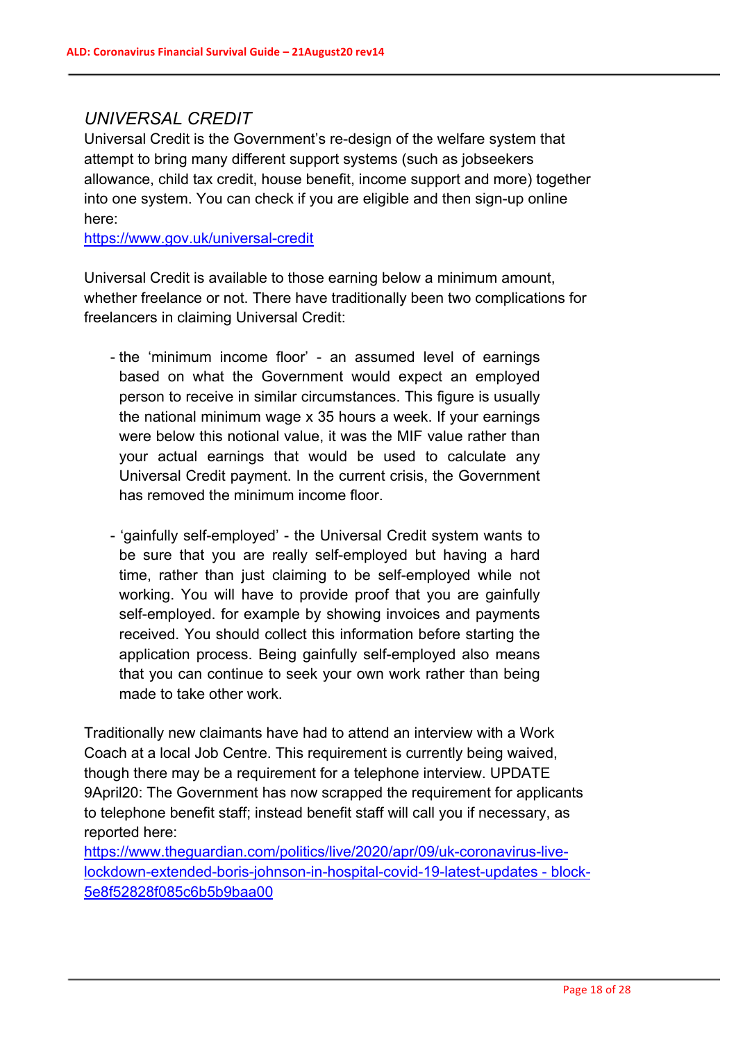## *UNIVERSAL CREDIT*

Universal Credit is the Government's re-design of the welfare system that attempt to bring many different support systems (such as jobseekers allowance, child tax credit, house benefit, income support and more) together into one system. You can check if you are eligible and then sign-up online here:
https://www.gov.uk/universal-credit

Universal Credit is available to those earning below a minimum amount, whether freelance or not. There have traditionally been two complications for freelancers in claiming Universal Credit:

- the 'minimum income floor' - an assumed level of earnings based on what the Government would expect an employed person to receive in similar circumstances. This figure is usually the national minimum wage x 35 hours a week. If your earnings were below this notional value, it was the MIF value rather than your actual earnings that would be used to calculate any Universal Credit payment. In the current crisis, the Government has removed the minimum income floor.

- 'gainfully self-employed' - the Universal Credit system wants to be sure that you are really self-employed but having a hard time, rather than just claiming to be self-employed while not working. You will have to provide proof that you are gainfully self-employed. for example by showing invoices and payments received. You should collect this information before starting the application process. Being gainfully self-employed also means that you can continue to seek your own work rather than being made to take other work.

Traditionally new claimants have had to attend an interview with a Work Coach at a local Job Centre. This requirement is currently being waived, though there may be a requirement for a telephone interview. UPDATE 9April20: The Government has now scrapped the requirement for applicants to telephone benefit staff; instead benefit staff will call you if necessary, as reported here:
https://www.theguardian.com/politics/live/2020/apr/09/uk-coronavirus-live-lockdown-extended-boris-johnson-in-hospital-covid-19-latest-updates - block-5e8f52828f085c6b5b9baa00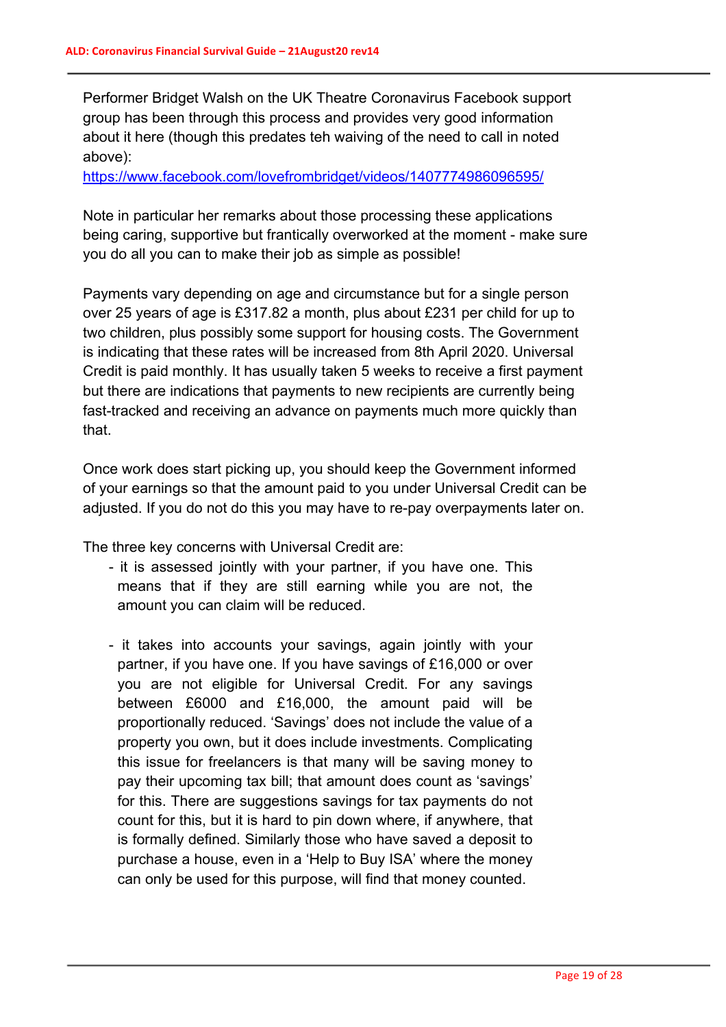Performer Bridget Walsh on the UK Theatre Coronavirus Facebook support group has been through this process and provides very good information about it here (though this predates teh waiving of the need to call in noted above):
https://www.facebook.com/lovefrombridget/videos/1407774986096595/

Note in particular her remarks about those processing these applications being caring, supportive but frantically overworked at the moment - make sure you do all you can to make their job as simple as possible!

Payments vary depending on age and circumstance but for a single person over 25 years of age is £317.82 a month, plus about £231 per child for up to two children, plus possibly some support for housing costs. The Government is indicating that these rates will be increased from 8th April 2020. Universal Credit is paid monthly. It has usually taken 5 weeks to receive a first payment but there are indications that payments to new recipients are currently being fast-tracked and receiving an advance on payments much more quickly than that.

Once work does start picking up, you should keep the Government informed of your earnings so that the amount paid to you under Universal Credit can be adjusted. If you do not do this you may have to re-pay overpayments later on.

The three key concerns with Universal Credit are:

- it is assessed jointly with your partner, if you have one. This means that if they are still earning while you are not, the amount you can claim will be reduced.

- it takes into accounts your savings, again jointly with your partner, if you have one. If you have savings of £16,000 or over you are not eligible for Universal Credit. For any savings between £6000 and £16,000, the amount paid will be proportionally reduced. 'Savings' does not include the value of a property you own, but it does include investments. Complicating this issue for freelancers is that many will be saving money to pay their upcoming tax bill; that amount does count as 'savings' for this. There are suggestions savings for tax payments do not count for this, but it is hard to pin down where, if anywhere, that is formally defined. Similarly those who have saved a deposit to purchase a house, even in a 'Help to Buy ISA' where the money can only be used for this purpose, will find that money counted.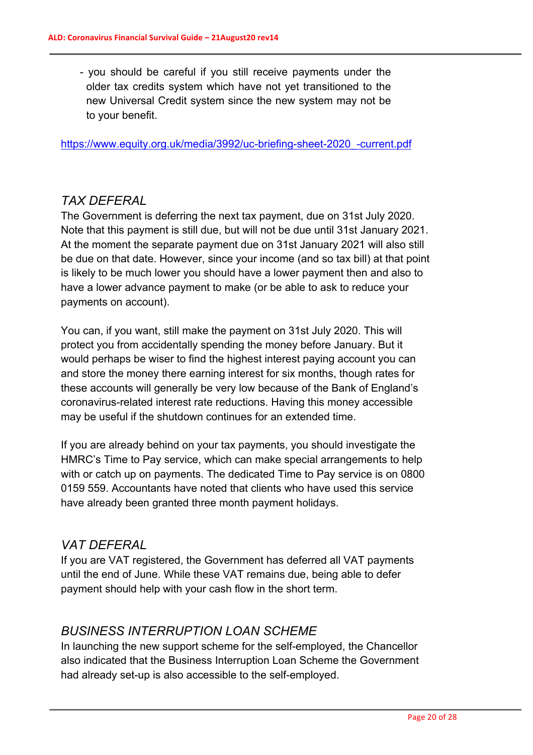- you should be careful if you still receive payments under the older tax credits system which have not yet transitioned to the new Universal Credit system since the new system may not be to your benefit.

https://www.equity.org.uk/media/3992/uc-briefing-sheet-2020_-current.pdf

## *TAX DEFERAL*

The Government is deferring the next tax payment, due on 31st July 2020. Note that this payment is still due, but will not be due until 31st January 2021. At the moment the separate payment due on 31st January 2021 will also still be due on that date. However, since your income (and so tax bill) at that point is likely to be much lower you should have a lower payment then and also to have a lower advance payment to make (or be able to ask to reduce your payments on account).

You can, if you want, still make the payment on 31st July 2020. This will protect you from accidentally spending the money before January. But it would perhaps be wiser to find the highest interest paying account you can and store the money there earning interest for six months, though rates for these accounts will generally be very low because of the Bank of England's coronavirus-related interest rate reductions. Having this money accessible may be useful if the shutdown continues for an extended time.

If you are already behind on your tax payments, you should investigate the HMRC's Time to Pay service, which can make special arrangements to help with or catch up on payments. The dedicated Time to Pay service is on 0800 0159 559. Accountants have noted that clients who have used this service have already been granted three month payment holidays.

## *VAT DEFERAL*

If you are VAT registered, the Government has deferred all VAT payments until the end of June. While these VAT remains due, being able to defer payment should help with your cash flow in the short term.

## *BUSINESS INTERRUPTION LOAN SCHEME*

In launching the new support scheme for the self-employed, the Chancellor also indicated that the Business Interruption Loan Scheme the Government had already set-up is also accessible to the self-employed.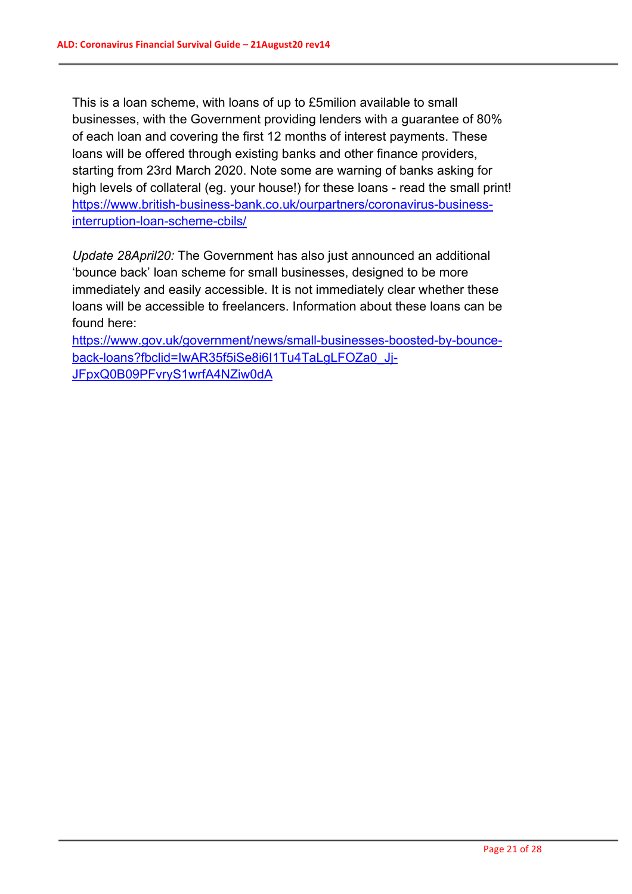This is a loan scheme, with loans of up to £5milion available to small businesses, with the Government providing lenders with a guarantee of 80% of each loan and covering the first 12 months of interest payments. These loans will be offered through existing banks and other finance providers, starting from 23rd March 2020. Note some are warning of banks asking for high levels of collateral (eg. your house!) for these loans - read the small print!
https://www.british-business-bank.co.uk/ourpartners/coronavirus-business-interruption-loan-scheme-cbils/

*Update 28April20:* The Government has also just announced an additional 'bounce back' loan scheme for small businesses, designed to be more immediately and easily accessible. It is not immediately clear whether these loans will be accessible to freelancers. Information about these loans can be found here:
https://www.gov.uk/government/news/small-businesses-boosted-by-bounce-back-loans?fbclid=IwAR35f5iSe8i6I1Tu4TaLgLFOZa0_Jj-JFpxQ0B09PFvryS1wrfA4NZiw0dA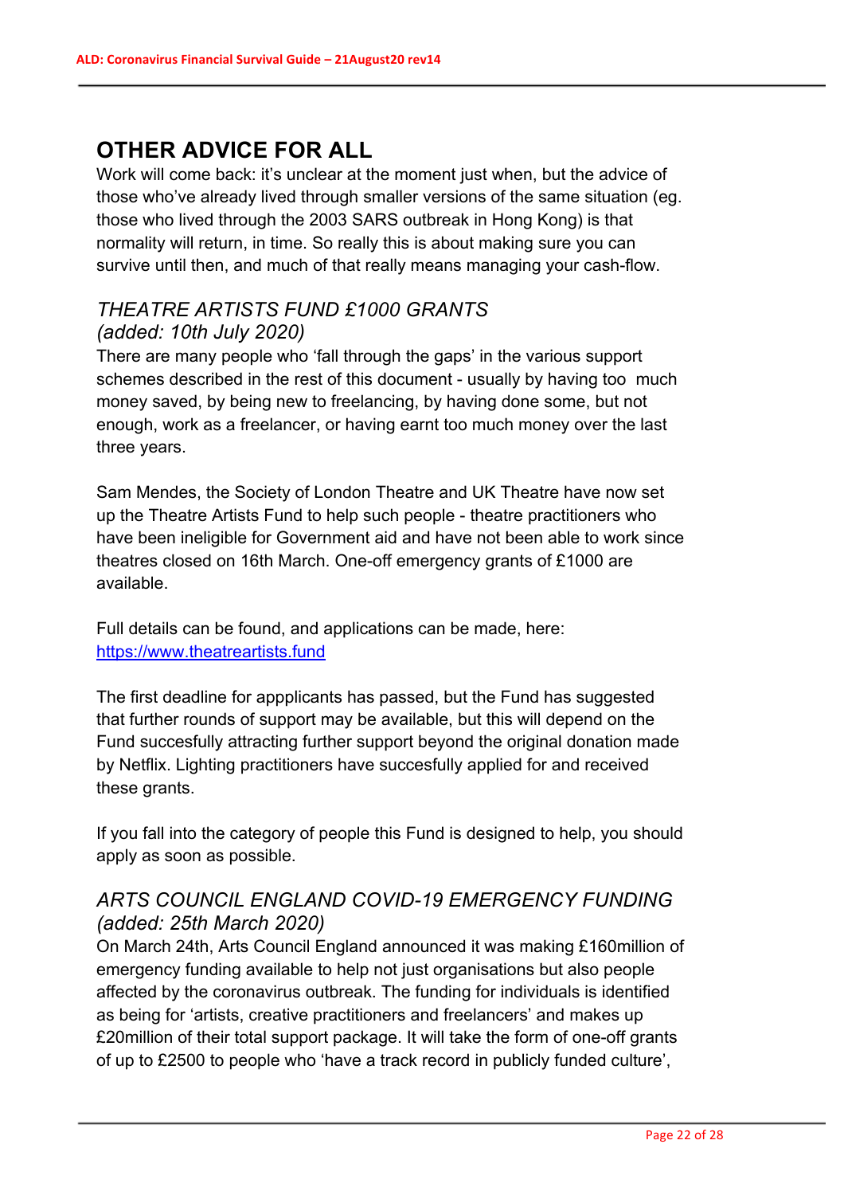## OTHER ADVICE FOR ALL

Work will come back: it's unclear at the moment just when, but the advice of those who've already lived through smaller versions of the same situation (eg. those who lived through the 2003 SARS outbreak in Hong Kong) is that normality will return, in time. So really this is about making sure you can survive until then, and much of that really means managing your cash-flow.

### *THEATRE ARTISTS FUND £1000 GRANTS (added: 10th July 2020)*

There are many people who 'fall through the gaps' in the various support schemes described in the rest of this document - usually by having too much money saved, by being new to freelancing, by having done some, but not enough, work as a freelancer, or having earnt too much money over the last three years.

Sam Mendes, the Society of London Theatre and UK Theatre have now set up the Theatre Artists Fund to help such people - theatre practitioners who have been ineligible for Government aid and have not been able to work since theatres closed on 16th March. One-off emergency grants of £1000 are available.

Full details can be found, and applications can be made, here: [https://www.theatreartists.fund](https://www.theatreartists.fund)

The first deadline for appplicants has passed, but the Fund has suggested that further rounds of support may be available, but this will depend on the Fund succesfully attracting further support beyond the original donation made by Netflix. Lighting practitioners have succesfully applied for and received these grants.

If you fall into the category of people this Fund is designed to help, you should apply as soon as possible.

### *ARTS COUNCIL ENGLAND COVID-19 EMERGENCY FUNDING (added: 25th March 2020)*

On March 24th, Arts Council England announced it was making £160million of emergency funding available to help not just organisations but also people affected by the coronavirus outbreak. The funding for individuals is identified as being for 'artists, creative practitioners and freelancers' and makes up £20million of their total support package. It will take the form of one-off grants of up to £2500 to people who 'have a track record in publicly funded culture',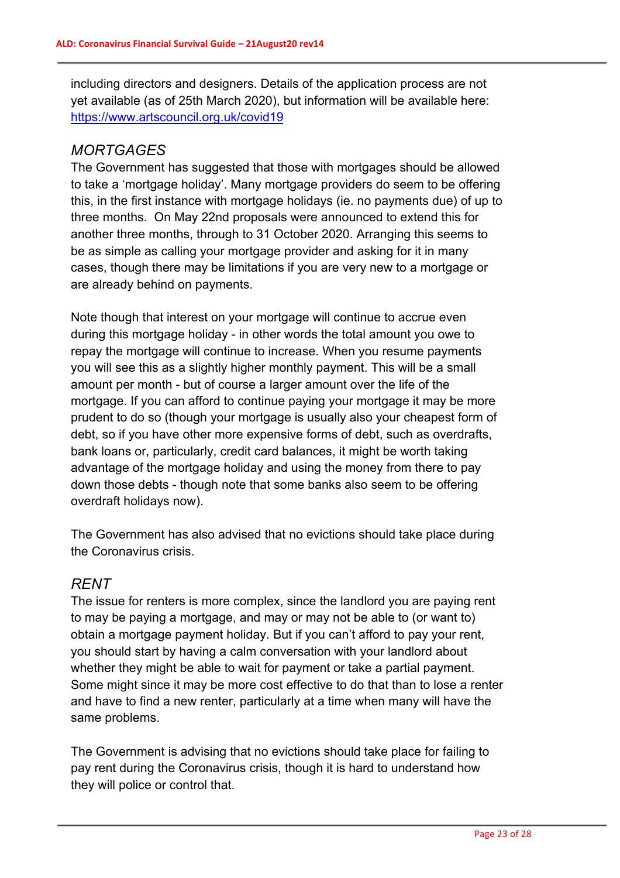including directors and designers. Details of the application process are not yet available (as of 25th March 2020), but information will be available here: https://www.artscouncil.org.uk/covid19

## *MORTGAGES*

The Government has suggested that those with mortgages should be allowed to take a 'mortgage holiday'. Many mortgage providers do seem to be offering this, in the first instance with mortgage holidays (ie. no payments due) of up to three months.  On May 22nd proposals were announced to extend this for another three months, through to 31 October 2020. Arranging this seems to be as simple as calling your mortgage provider and asking for it in many cases, though there may be limitations if you are very new to a mortgage or are already behind on payments.

Note though that interest on your mortgage will continue to accrue even during this mortgage holiday - in other words the total amount you owe to repay the mortgage will continue to increase. When you resume payments you will see this as a slightly higher monthly payment. This will be a small amount per month - but of course a larger amount over the life of the mortgage. If you can afford to continue paying your mortgage it may be more prudent to do so (though your mortgage is usually also your cheapest form of debt, so if you have other more expensive forms of debt, such as overdrafts, bank loans or, particularly, credit card balances, it might be worth taking advantage of the mortgage holiday and using the money from there to pay down those debts - though note that some banks also seem to be offering overdraft holidays now).

The Government has also advised that no evictions should take place during the Coronavirus crisis.

## *RENT*

The issue for renters is more complex, since the landlord you are paying rent to may be paying a mortgage, and may or may not be able to (or want to) obtain a mortgage payment holiday. But if you can't afford to pay your rent, you should start by having a calm conversation with your landlord about whether they might be able to wait for payment or take a partial payment. Some might since it may be more cost effective to do that than to lose a renter and have to find a new renter, particularly at a time when many will have the same problems.

The Government is advising that no evictions should take place for failing to pay rent during the Coronavirus crisis, though it is hard to understand how they will police or control that.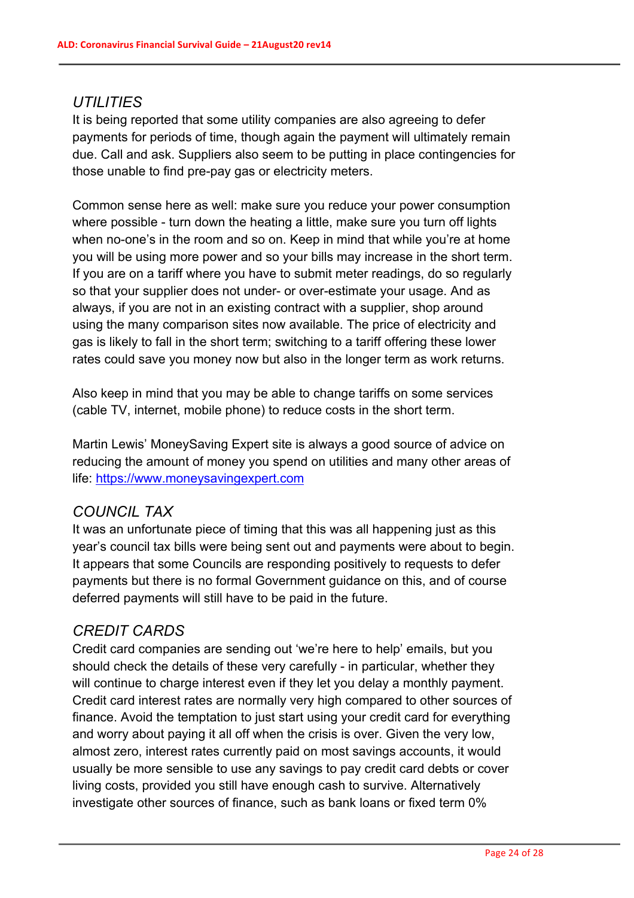## *UTILITIES*

It is being reported that some utility companies are also agreeing to defer payments for periods of time, though again the payment will ultimately remain due. Call and ask. Suppliers also seem to be putting in place contingencies for those unable to find pre-pay gas or electricity meters.

Common sense here as well: make sure you reduce your power consumption where possible - turn down the heating a little, make sure you turn off lights when no-one's in the room and so on. Keep in mind that while you're at home you will be using more power and so your bills may increase in the short term. If you are on a tariff where you have to submit meter readings, do so regularly so that your supplier does not under- or over-estimate your usage. And as always, if you are not in an existing contract with a supplier, shop around using the many comparison sites now available. The price of electricity and gas is likely to fall in the short term; switching to a tariff offering these lower rates could save you money now but also in the longer term as work returns.

Also keep in mind that you may be able to change tariffs on some services (cable TV, internet, mobile phone) to reduce costs in the short term.

Martin Lewis' MoneySaving Expert site is always a good source of advice on reducing the amount of money you spend on utilities and many other areas of life: [https://www.moneysavingexpert.com](https://www.moneysavingexpert.com)

## *COUNCIL TAX*

It was an unfortunate piece of timing that this was all happening just as this year's council tax bills were being sent out and payments were about to begin. It appears that some Councils are responding positively to requests to defer payments but there is no formal Government guidance on this, and of course deferred payments will still have to be paid in the future.

## *CREDIT CARDS*

Credit card companies are sending out 'we're here to help' emails, but you should check the details of these very carefully - in particular, whether they will continue to charge interest even if they let you delay a monthly payment. Credit card interest rates are normally very high compared to other sources of finance. Avoid the temptation to just start using your credit card for everything and worry about paying it all off when the crisis is over. Given the very low, almost zero, interest rates currently paid on most savings accounts, it would usually be more sensible to use any savings to pay credit card debts or cover living costs, provided you still have enough cash to survive. Alternatively investigate other sources of finance, such as bank loans or fixed term 0%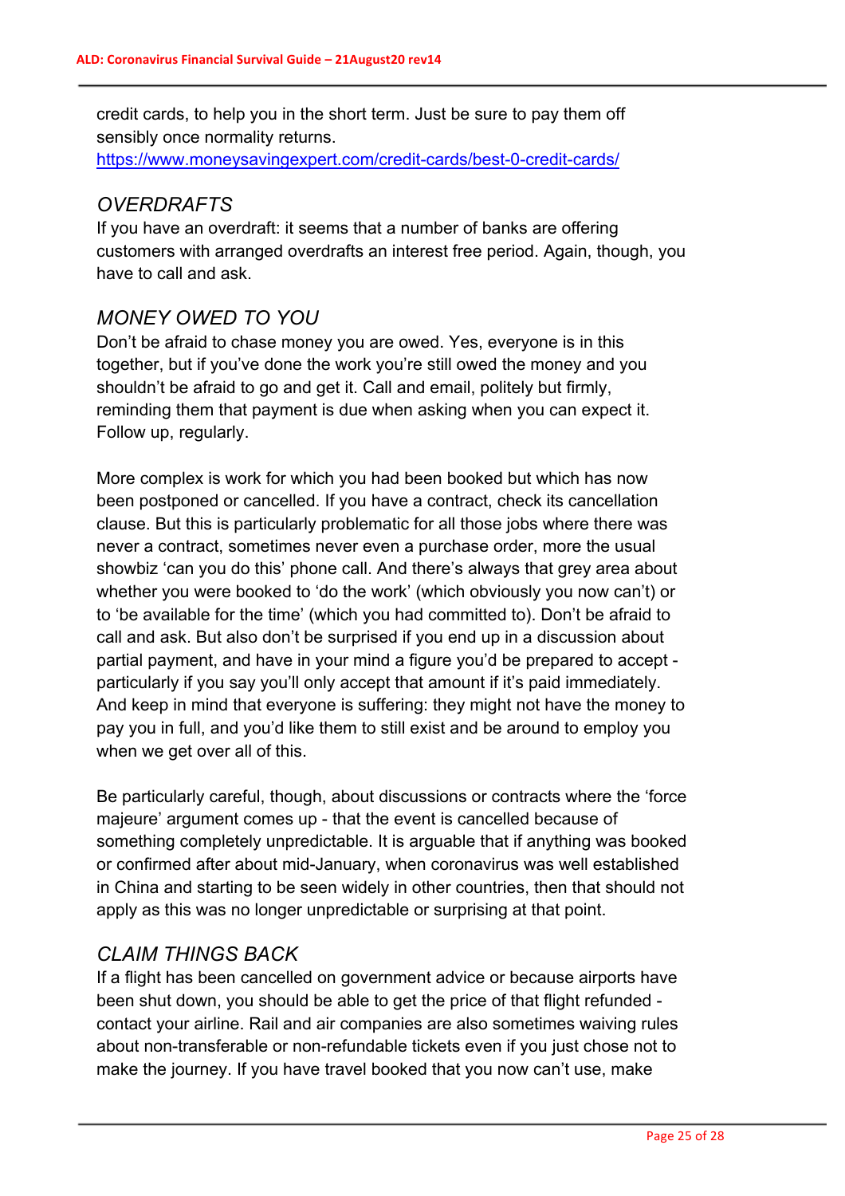credit cards, to help you in the short term. Just be sure to pay them off sensibly once normality returns.
https://www.moneysavingexpert.com/credit-cards/best-0-credit-cards/

### *OVERDRAFTS*

If you have an overdraft: it seems that a number of banks are offering customers with arranged overdrafts an interest free period. Again, though, you have to call and ask.

### *MONEY OWED TO YOU*

Don't be afraid to chase money you are owed. Yes, everyone is in this together, but if you've done the work you're still owed the money and you shouldn't be afraid to go and get it. Call and email, politely but firmly, reminding them that payment is due when asking when you can expect it. Follow up, regularly.

More complex is work for which you had been booked but which has now been postponed or cancelled. If you have a contract, check its cancellation clause. But this is particularly problematic for all those jobs where there was never a contract, sometimes never even a purchase order, more the usual showbiz 'can you do this' phone call. And there's always that grey area about whether you were booked to 'do the work' (which obviously you now can't) or to 'be available for the time' (which you had committed to). Don't be afraid to call and ask. But also don't be surprised if you end up in a discussion about partial payment, and have in your mind a figure you'd be prepared to accept - particularly if you say you'll only accept that amount if it's paid immediately. And keep in mind that everyone is suffering: they might not have the money to pay you in full, and you'd like them to still exist and be around to employ you when we get over all of this.

Be particularly careful, though, about discussions or contracts where the 'force majeure' argument comes up - that the event is cancelled because of something completely unpredictable. It is arguable that if anything was booked or confirmed after about mid-January, when coronavirus was well established in China and starting to be seen widely in other countries, then that should not apply as this was no longer unpredictable or surprising at that point.

### *CLAIM THINGS BACK*

If a flight has been cancelled on government advice or because airports have been shut down, you should be able to get the price of that flight refunded - contact your airline. Rail and air companies are also sometimes waiving rules about non-transferable or non-refundable tickets even if you just chose not to make the journey. If you have travel booked that you now can't use, make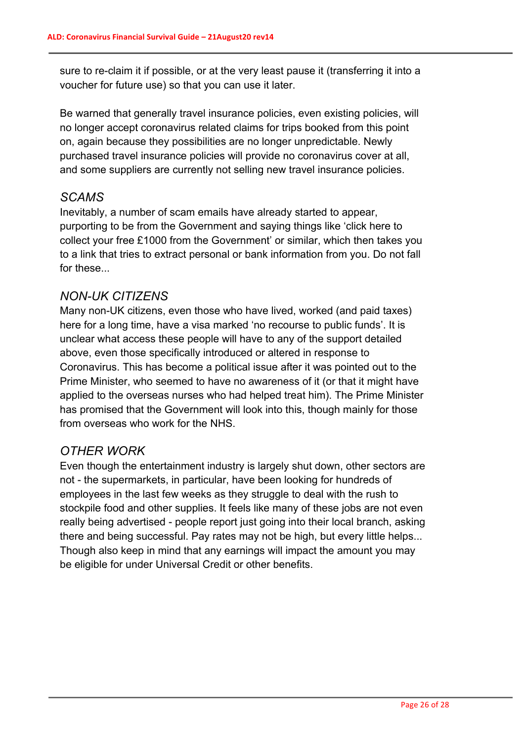sure to re-claim it if possible, or at the very least pause it (transferring it into a voucher for future use) so that you can use it later.

Be warned that generally travel insurance policies, even existing policies, will no longer accept coronavirus related claims for trips booked from this point on, again because they possibilities are no longer unpredictable. Newly purchased travel insurance policies will provide no coronavirus cover at all, and some suppliers are currently not selling new travel insurance policies.

### *SCAMS*

Inevitably, a number of scam emails have already started to appear, purporting to be from the Government and saying things like 'click here to collect your free £1000 from the Government' or similar, which then takes you to a link that tries to extract personal or bank information from you. Do not fall for these...

### *NON-UK CITIZENS*

Many non-UK citizens, even those who have lived, worked (and paid taxes) here for a long time, have a visa marked 'no recourse to public funds'. It is unclear what access these people will have to any of the support detailed above, even those specifically introduced or altered in response to Coronavirus. This has become a political issue after it was pointed out to the Prime Minister, who seemed to have no awareness of it (or that it might have applied to the overseas nurses who had helped treat him). The Prime Minister has promised that the Government will look into this, though mainly for those from overseas who work for the NHS.

### *OTHER WORK*

Even though the entertainment industry is largely shut down, other sectors are not - the supermarkets, in particular, have been looking for hundreds of employees in the last few weeks as they struggle to deal with the rush to stockpile food and other supplies. It feels like many of these jobs are not even really being advertised - people report just going into their local branch, asking there and being successful. Pay rates may not be high, but every little helps... Though also keep in mind that any earnings will impact the amount you may be eligible for under Universal Credit or other benefits.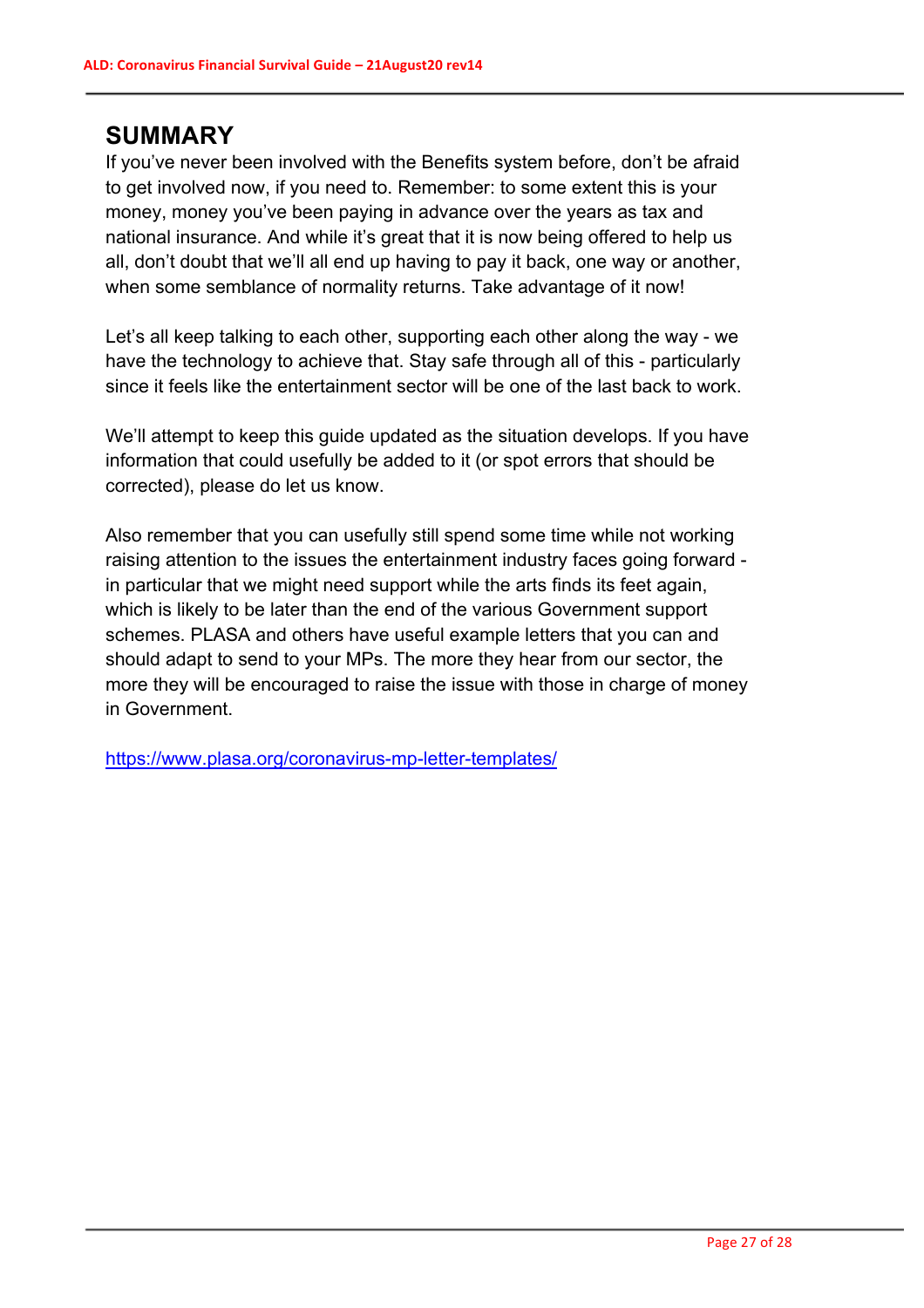## SUMMARY

If you've never been involved with the Benefits system before, don't be afraid to get involved now, if you need to. Remember: to some extent this is your money, money you've been paying in advance over the years as tax and national insurance. And while it's great that it is now being offered to help us all, don't doubt that we'll all end up having to pay it back, one way or another, when some semblance of normality returns. Take advantage of it now!

Let's all keep talking to each other, supporting each other along the way - we have the technology to achieve that. Stay safe through all of this - particularly since it feels like the entertainment sector will be one of the last back to work.

We'll attempt to keep this guide updated as the situation develops. If you have information that could usefully be added to it (or spot errors that should be corrected), please do let us know.

Also remember that you can usefully still spend some time while not working raising attention to the issues the entertainment industry faces going forward - in particular that we might need support while the arts finds its feet again, which is likely to be later than the end of the various Government support schemes. PLASA and others have useful example letters that you can and should adapt to send to your MPs. The more they hear from our sector, the more they will be encouraged to raise the issue with those in charge of money in Government.

https://www.plasa.org/coronavirus-mp-letter-templates/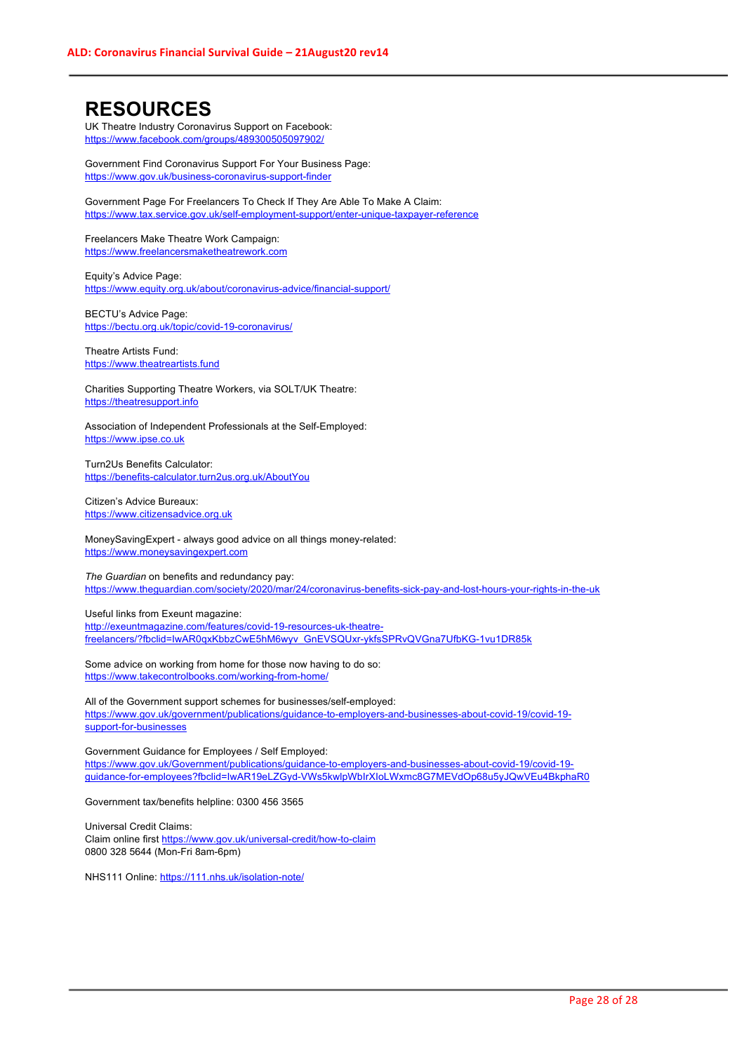# RESOURCES

UK Theatre Industry Coronavirus Support on Facebook:
https://www.facebook.com/groups/489300505097902/

Government Find Coronavirus Support For Your Business Page:
https://www.gov.uk/business-coronavirus-support-finder

Government Page For Freelancers To Check If They Are Able To Make A Claim:
https://www.tax.service.gov.uk/self-employment-support/enter-unique-taxpayer-reference

Freelancers Make Theatre Work Campaign:
https://www.freelancersmaketheatrework.com

Equity's Advice Page:
https://www.equity.org.uk/about/coronavirus-advice/financial-support/

BECTU's Advice Page:
https://bectu.org.uk/topic/covid-19-coronavirus/

Theatre Artists Fund:
https://www.theatreartists.fund

Charities Supporting Theatre Workers, via SOLT/UK Theatre:
https://theatresupport.info

Association of Independent Professionals at the Self-Employed:
https://www.ipse.co.uk

Turn2Us Benefits Calculator:
https://benefits-calculator.turn2us.org.uk/AboutYou

Citizen's Advice Bureaux:
https://www.citizensadvice.org.uk

MoneySavingExpert - always good advice on all things money-related:
https://www.moneysavingexpert.com

*The Guardian* on benefits and redundancy pay:
https://www.theguardian.com/society/2020/mar/24/coronavirus-benefits-sick-pay-and-lost-hours-your-rights-in-the-uk

Useful links from Exeunt magazine:
http://exeuntmagazine.com/features/covid-19-resources-uk-theatre-freelancers/?fbclid=IwAR0qxKbbzCwE5hM6wyv_GnEVSQUxr-ykfsSPRvQVGna7UfbKG-1vu1DR85k

Some advice on working from home for those now having to do so:
https://www.takecontrolbooks.com/working-from-home/

All of the Government support schemes for businesses/self-employed:
https://www.gov.uk/government/publications/guidance-to-employers-and-businesses-about-covid-19/covid-19-support-for-businesses

Government Guidance for Employees / Self Employed:
https://www.gov.uk/Government/publications/guidance-to-employers-and-businesses-about-covid-19/covid-19-guidance-for-employees?fbclid=IwAR19eLZGyd-VWs5kwlpWbIrXIoLWxmc8G7MEVdOp68u5yJQwVEu4BkphaR0

Government tax/benefits helpline: 0300 456 3565

Universal Credit Claims:
Claim online first https://www.gov.uk/universal-credit/how-to-claim
0800 328 5644 (Mon-Fri 8am-6pm)

NHS111 Online: https://111.nhs.uk/isolation-note/